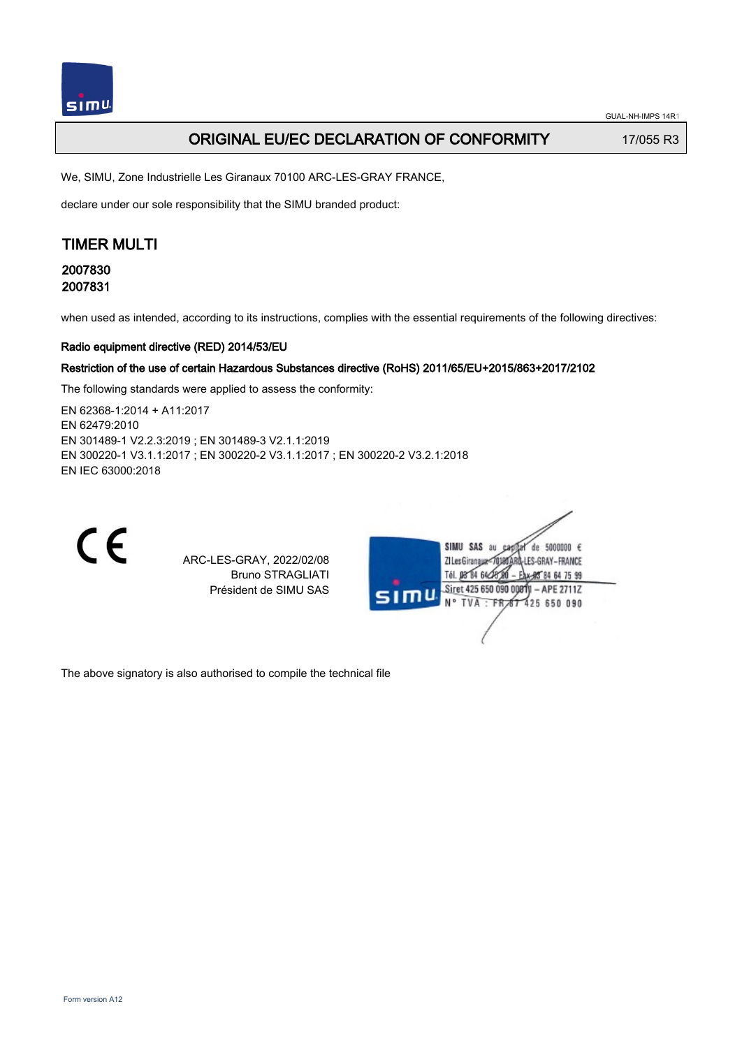# ORIGINAL EU/EC DECLARATION OF CONFORMITY

17/055 R3

We, SIMU, Zone Industrielle Les Giranaux 70100 ARC-LES-GRAY FRANCE,

declare under our sole responsibility that the SIMU branded product:

## TIMER MULTI

### 2007830
### 2007831

when used as intended, according to its instructions, complies with the essential requirements of the following directives:

**Radio equipment directive (RED) 2014/53/EU**

**Restriction of the use of certain Hazardous Substances directive (RoHS) 2011/65/EU+2015/863+2017/2102**

The following standards were applied to assess the conformity:

EN 62368-1:2014 + A11:2017
EN 62479:2010
EN 301489-1 V2.2.3:2019 ; EN 301489-3 V2.1.1:2019
EN 300220-1 V3.1.1:2017 ; EN 300220-2 V3.1.1:2017 ; EN 300220-2 V3.2.1:2018
EN IEC 63000:2018

CE

ARC-LES-GRAY, 2022/02/08
Bruno STRAGLIATI
Président de SIMU SAS

SIMU SAS au capital de 5000000 €
ZI Les Giranaux 70100 ARC-LES-GRAY-FRANCE
Tél. 03 84 64 75 00 – Fax 03 84 64 75 99
Siret 425 650 090 00011 – APE 2711Z
N° TVA : FR 87 425 650 090

The above signatory is also authorised to compile the technical file

Form version A12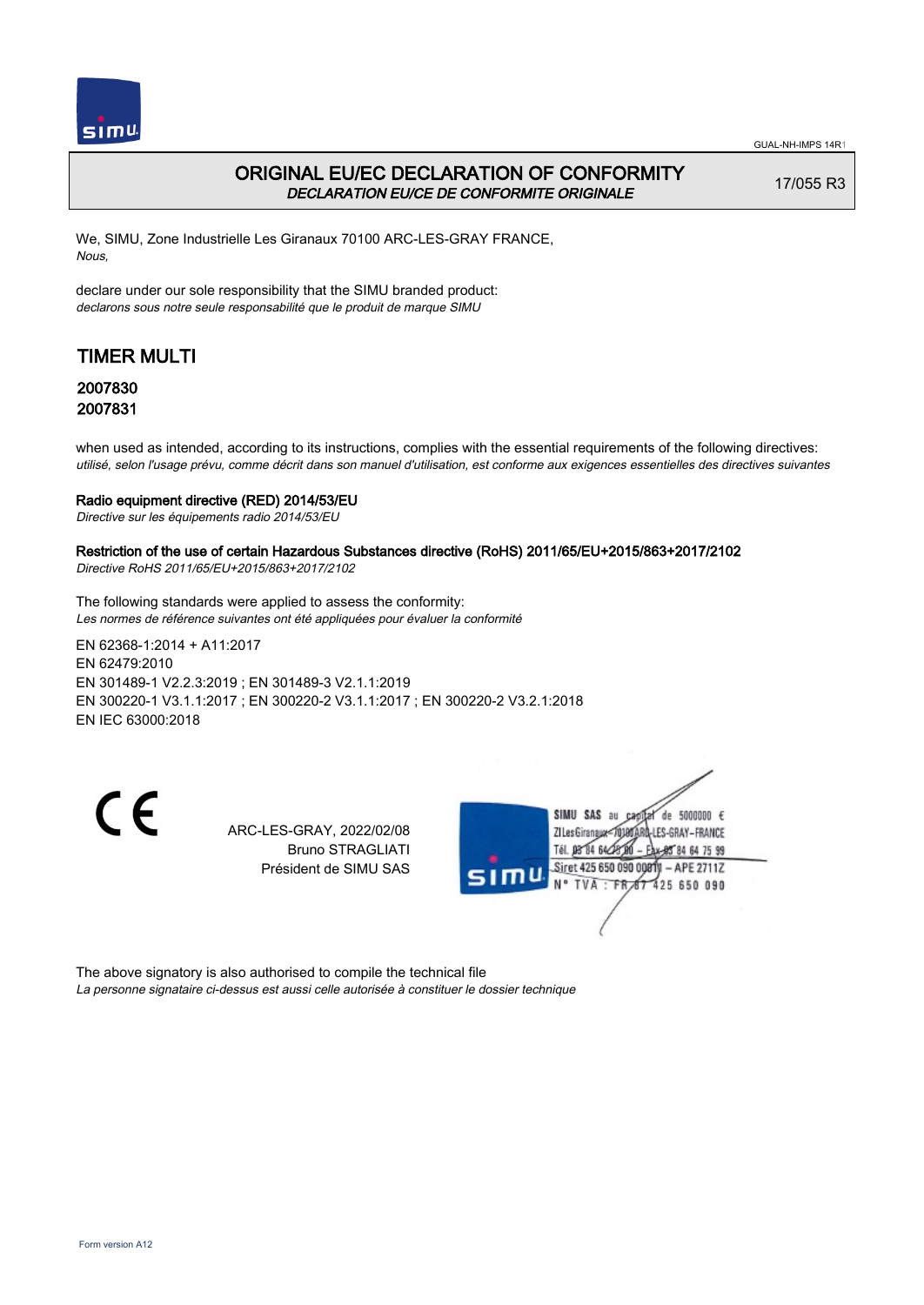GUAL-NH-IMPS 14R1

# ORIGINAL EU/EC DECLARATION OF CONFORMITY

*DECLARATION EU/CE DE CONFORMITE ORIGINALE*

17/055 R3

We, SIMU, Zone Industrielle Les Giranaux 70100 ARC-LES-GRAY FRANCE,
*Nous,*

declare under our sole responsibility that the SIMU branded product:
*declarons sous notre seule responsabilité que le produit de marque SIMU*

## TIMER MULTI

### 2007830
### 2007831

when used as intended, according to its instructions, complies with the essential requirements of the following directives:
*utilisé, selon l'usage prévu, comme décrit dans son manuel d'utilisation, est conforme aux exigences essentielles des directives suivantes*

**Radio equipment directive (RED) 2014/53/EU**
*Directive sur les équipements radio 2014/53/EU*

**Restriction of the use of certain Hazardous Substances directive (RoHS) 2011/65/EU+2015/863+2017/2102**
*Directive RoHS 2011/65/EU+2015/863+2017/2102*

The following standards were applied to assess the conformity:
*Les normes de référence suivantes ont été appliquées pour évaluer la conformité*

EN 62368-1:2014 + A11:2017
EN 62479:2010
EN 301489-1 V2.2.3:2019 ; EN 301489-3 V2.1.1:2019
EN 300220-1 V3.1.1:2017 ; EN 300220-2 V3.1.1:2017 ; EN 300220-2 V3.2.1:2018
EN IEC 63000:2018

CE

ARC-LES-GRAY, 2022/02/08
Bruno STRAGLIATI
Président de SIMU SAS

SIMU SAS au capital de 5000000 €
ZI Les Giranaux 70100 ARC-LES-GRAY-FRANCE
Tél. 03 84 64 75 00 – Fax 03 84 64 75 99
Siret 425 650 090 00811 – APE 2711Z
N° TVA : FR 67 425 650 090

The above signatory is also authorised to compile the technical file
*La personne signataire ci-dessus est aussi celle autorisée à constituer le dossier technique*

Form version A12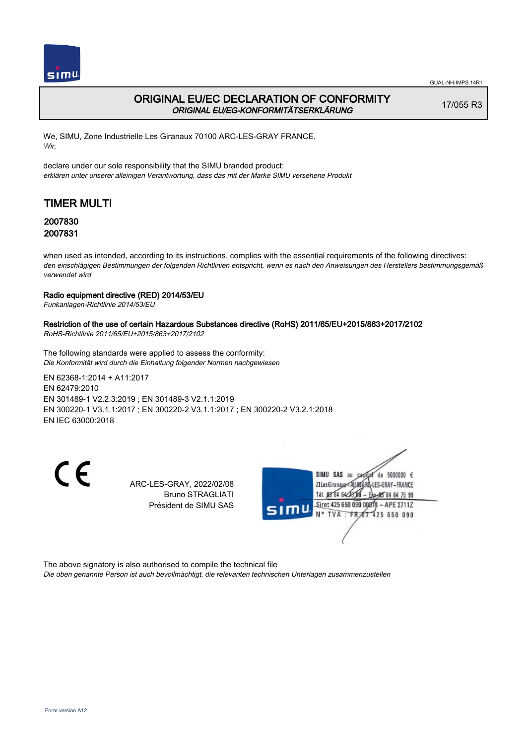# ORIGINAL EU/EC DECLARATION OF CONFORMITY

*ORIGINAL EU/EG-KONFORMITÄTSERKLÄRUNG*

17/055 R3

We, SIMU, Zone Industrielle Les Giranaux 70100 ARC-LES-GRAY FRANCE,
*Wir,*

declare under our sole responsibility that the SIMU branded product:
*erklären unter unserer alleinigen Verantwortung, dass das mit der Marke SIMU versehene Produkt*

## TIMER MULTI

### 2007830
### 2007831

when used as intended, according to its instructions, complies with the essential requirements of the following directives:
*den einschlägigen Bestimmungen der folgenden Richtlinien entspricht, wenn es nach den Anweisungen des Herstellers bestimmungsgemäß verwendet wird*

**Radio equipment directive (RED) 2014/53/EU**
*Funkanlagen-Richtlinie 2014/53/EU*

**Restriction of the use of certain Hazardous Substances directive (RoHS) 2011/65/EU+2015/863+2017/2102**
*RoHS-Richtlinie 2011/65/EU+2015/863+2017/2102*

The following standards were applied to assess the conformity:
*Die Konformität wird durch die Einhaltung folgender Normen nachgewiesen*

EN 62368-1:2014 + A11:2017
EN 62479:2010
EN 301489-1 V2.2.3:2019 ; EN 301489-3 V2.1.1:2019
EN 300220-1 V3.1.1:2017 ; EN 300220-2 V3.1.1:2017 ; EN 300220-2 V3.2.1:2018
EN IEC 63000:2018

CE

ARC-LES-GRAY, 2022/02/08
Bruno STRAGLIATI
Président de SIMU SAS

SIMU SAS au capital de 5000000 €
ZI Les Giranaux 70100 ARC-LES-GRAY-FRANCE
Tél. 03 84 64 75 00 – Fax 03 84 64 75 99
Siret 425 650 090 00811 – APE 2711Z
N° TVA : FR 87 425 650 090

The above signatory is also authorised to compile the technical file
*Die oben genannte Person ist auch bevollmächtigt, die relevanten technischen Unterlagen zusammenzustellen*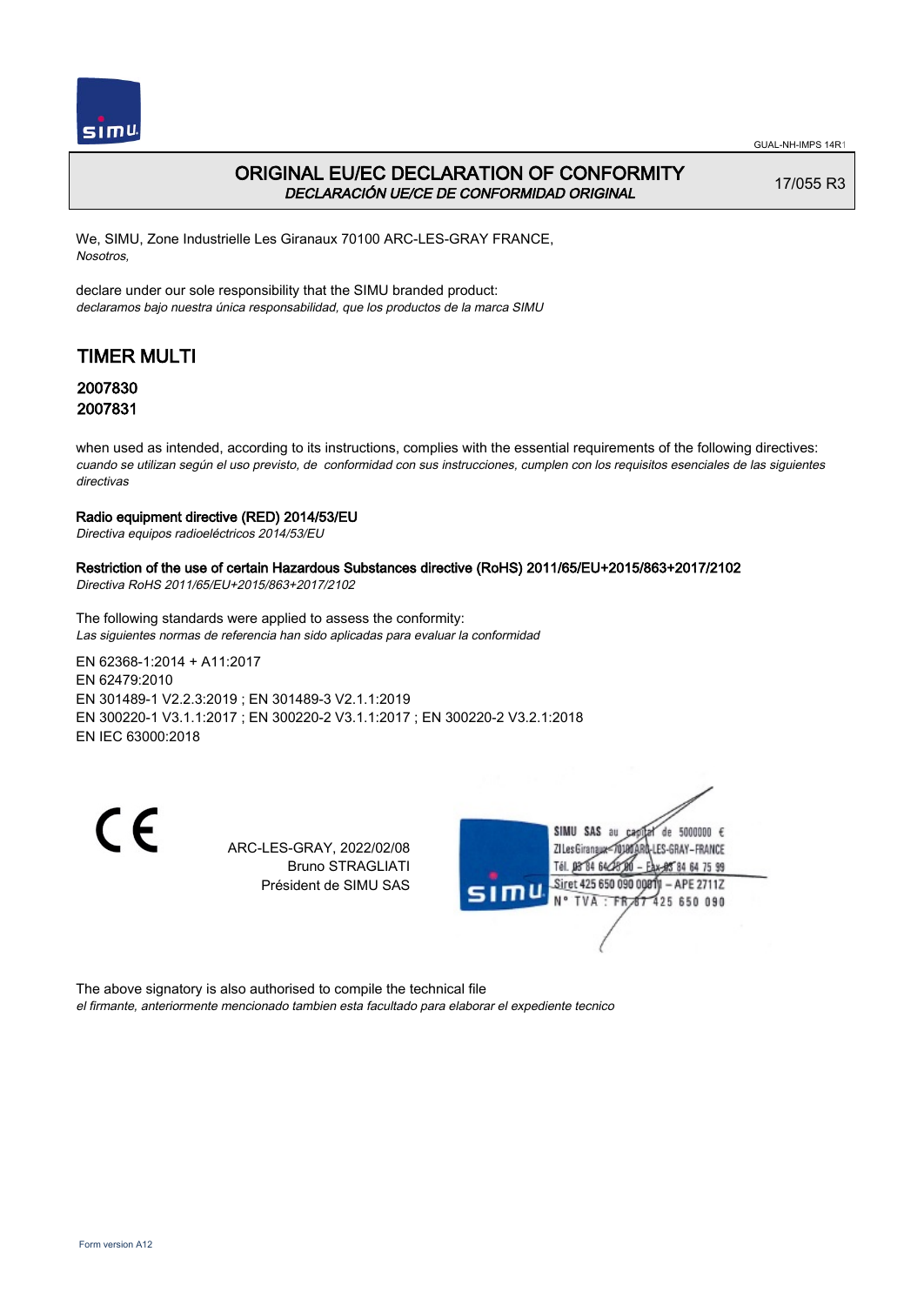# ORIGINAL EU/EC DECLARATION OF CONFORMITY
*DECLARACIÓN UE/CE DE CONFORMIDAD ORIGINAL*

17/055 R3

We, SIMU, Zone Industrielle Les Giranaux 70100 ARC-LES-GRAY FRANCE,
*Nosotros,*

declare under our sole responsibility that the SIMU branded product:
*declaramos bajo nuestra única responsabilidad, que los productos de la marca SIMU*

## TIMER MULTI

### 2007830
### 2007831

when used as intended, according to its instructions, complies with the essential requirements of the following directives:
*cuando se utilizan según el uso previsto, de conformidad con sus instrucciones, cumplen con los requisitos esenciales de las siguientes directivas*

**Radio equipment directive (RED) 2014/53/EU**
*Directiva equipos radioeléctricos 2014/53/EU*

**Restriction of the use of certain Hazardous Substances directive (RoHS) 2011/65/EU+2015/863+2017/2102**
*Directiva RoHS 2011/65/EU+2015/863+2017/2102*

The following standards were applied to assess the conformity:
*Las siguientes normas de referencia han sido aplicadas para evaluar la conformidad*

EN 62368-1:2014 + A11:2017
EN 62479:2010
EN 301489-1 V2.2.3:2019 ; EN 301489-3 V2.1.1:2019
EN 300220-1 V3.1.1:2017 ; EN 300220-2 V3.1.1:2017 ; EN 300220-2 V3.2.1:2018
EN IEC 63000:2018

CE

ARC-LES-GRAY, 2022/02/08
Bruno STRAGLIATI
Président de SIMU SAS

SIMU SAS au capital de 5000000 €
ZI Les Giranaux 70100 ARC-LES-GRAY-FRANCE
Tél. 03 84 64 75 00 – Fax 03 84 64 75 99
Siret 425 650 090 00011 – APE 2711Z
N° TVA : FR 87 425 650 090

The above signatory is also authorised to compile the technical file
*el firmante, anteriormente mencionado tambien esta facultado para elaborar el expediente tecnico*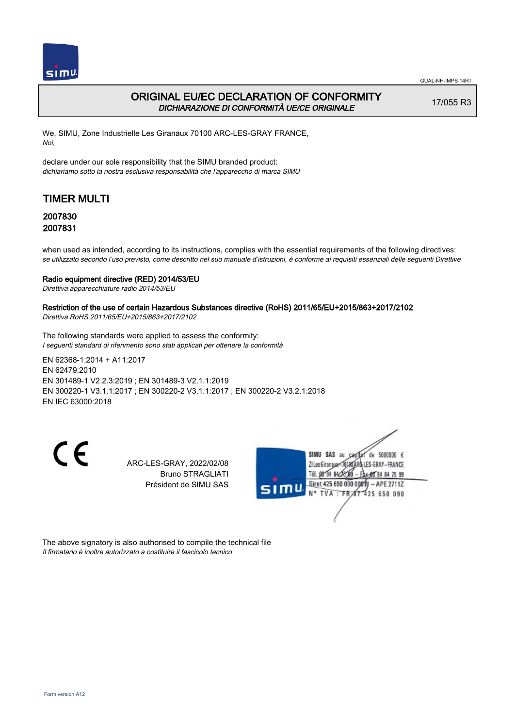GUAL-NH-IMPS 14R1

# ORIGINAL EU/EC DECLARATION OF CONFORMITY

*DICHIARAZIONE DI CONFORMITÀ UE/CE ORIGINALE*

17/055 R3

We, SIMU, Zone Industrielle Les Giranaux 70100 ARC-LES-GRAY FRANCE,
*Noi,*

declare under our sole responsibility that the SIMU branded product:
*dichiariamo sotto la nostra esclusiva responsabilità che l'apparecchio di marca SIMU*

## TIMER MULTI

### 2007830
### 2007831

when used as intended, according to its instructions, complies with the essential requirements of the following directives:
*se utilizzato secondo l'uso previsto, come descritto nel suo manuale d'istruzioni, è conforme ai requisiti essenziali delle seguenti Direttive*

#### Radio equipment directive (RED) 2014/53/EU
*Direttiva apparecchiature radio 2014/53/EU*

#### Restriction of the use of certain Hazardous Substances directive (RoHS) 2011/65/EU+2015/863+2017/2102
*Direttiva RoHS 2011/65/EU+2015/863+2017/2102*

The following standards were applied to assess the conformity:
*I seguenti standard di riferimento sono stati applicati per ottenere la conformità*

EN 62368-1:2014 + A11:2017
EN 62479:2010
EN 301489-1 V2.2.3:2019 ; EN 301489-3 V2.1.1:2019
EN 300220-1 V3.1.1:2017 ; EN 300220-2 V3.1.1:2017 ; EN 300220-2 V3.2.1:2018
EN IEC 63000:2018

ARC-LES-GRAY, 2022/02/08
Bruno STRAGLIATI
Président de SIMU SAS

SIMU SAS au capital de 5000000 €
ZI Les Giranaux 70100 ARC-LES-GRAY-FRANCE
Tél. 03 84 64 78 00 – Fax 03 84 64 75 99
Siret 425 650 090 00811 – APE 2711Z
N° TVA : FR 87 425 650 090

The above signatory is also authorised to compile the technical file
*Il firmatario è inoltre autorizzato a costituire il fascicolo tecnico*

Form version A12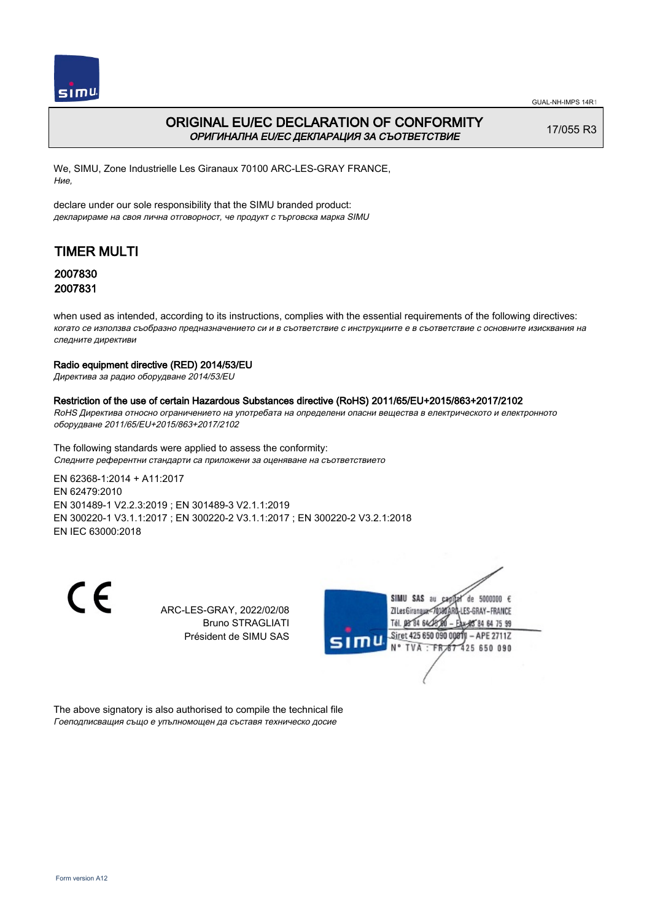# ORIGINAL EU/EC DECLARATION OF CONFORMITY

*ОРИГИНАЛНА EU/EC ДЕКЛАРАЦИЯ ЗА СЪОТВЕТСТВИЕ*

17/055 R3

We, SIMU, Zone Industrielle Les Giranaux 70100 ARC-LES-GRAY FRANCE,
*Ние,*

declare under our sole responsibility that the SIMU branded product:
*декларираме на своя лична отговорност, че продукт с търговска марка SIMU*

## TIMER MULTI

### 2007830
### 2007831

when used as intended, according to its instructions, complies with the essential requirements of the following directives:
*когато се използва съобразно предназначението си и в съответствие с инструкциите е в съответствие с основните изисквания на следните директиви*

**Radio equipment directive (RED) 2014/53/EU**
*Директива за радио оборудване 2014/53/EU*

**Restriction of the use of certain Hazardous Substances directive (RoHS) 2011/65/EU+2015/863+2017/2102**
*RoHS Директива относно ограничението на употребата на определени опасни вещества в електрическото и електронното оборудване 2011/65/EU+2015/863+2017/2102*

The following standards were applied to assess the conformity:
*Следните референтни стандарти са приложени за оценяване на съответствието*

EN 62368-1:2014 + A11:2017
EN 62479:2010
EN 301489-1 V2.2.3:2019 ; EN 301489-3 V2.1.1:2019
EN 300220-1 V3.1.1:2017 ; EN 300220-2 V3.1.1:2017 ; EN 300220-2 V3.2.1:2018
EN IEC 63000:2018

ARC-LES-GRAY, 2022/02/08
Bruno STRAGLIATI
Président de SIMU SAS

SIMU SAS au capital de 5000000 €
ZI Les Giranaux 70100 ARC-LES-GRAY-FRANCE
Tél. 03 84 64 75 00 – Fax 03 84 64 75 99
Siret 425 650 090 00011 – APE 2711Z
N° TVA : FR 87 425 650 090

The above signatory is also authorised to compile the technical file
*Гоеподписващия също е упълномощен да съставя техническо досие*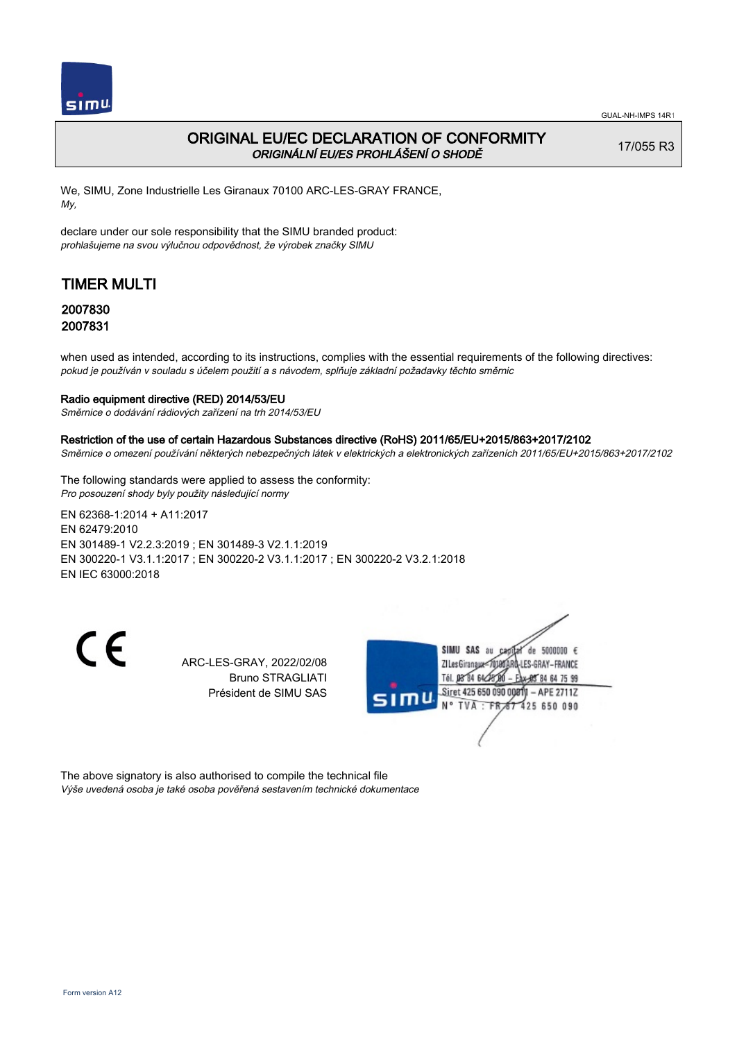# ORIGINAL EU/EC DECLARATION OF CONFORMITY

*ORIGINÁLNÍ EU/ES PROHLÁŠENÍ O SHODĚ*

17/055 R3

We, SIMU, Zone Industrielle Les Giranaux 70100 ARC-LES-GRAY FRANCE,
*My,*

declare under our sole responsibility that the SIMU branded product:
*prohlašujeme na svou výlučnou odpovědnost, že výrobek značky SIMU*

## TIMER MULTI

### 2007830
### 2007831

when used as intended, according to its instructions, complies with the essential requirements of the following directives:
*pokud je používán v souladu s účelem použití a s návodem, splňuje základní požadavky těchto směrnic*

**Radio equipment directive (RED) 2014/53/EU**
*Směrnice o dodávání rádiových zařízení na trh 2014/53/EU*

**Restriction of the use of certain Hazardous Substances directive (RoHS) 2011/65/EU+2015/863+2017/2102**
*Směrnice o omezení používání některých nebezpečných látek v elektrických a elektronických zařízeních 2011/65/EU+2015/863+2017/2102*

The following standards were applied to assess the conformity:
*Pro posouzení shody byly použity následující normy*

EN 62368-1:2014 + A11:2017
EN 62479:2010
EN 301489-1 V2.2.3:2019 ; EN 301489-3 V2.1.1:2019
EN 300220-1 V3.1.1:2017 ; EN 300220-2 V3.1.1:2017 ; EN 300220-2 V3.2.1:2018
EN IEC 63000:2018

ARC-LES-GRAY, 2022/02/08
Bruno STRAGLIATI
Président de SIMU SAS

SIMU SAS au capital de 5000000 €
ZI Les Giranaux 70100 ARC-LES-GRAY-FRANCE
Tél. 03 84 64 75 00 – Fax 03 84 64 75 99
Siret 425 650 090 00011 – APE 2711Z
N° TVA : FR 87 425 650 090

The above signatory is also authorised to compile the technical file
*Výše uvedená osoba je také osoba pověřená sestavením technické dokumentace*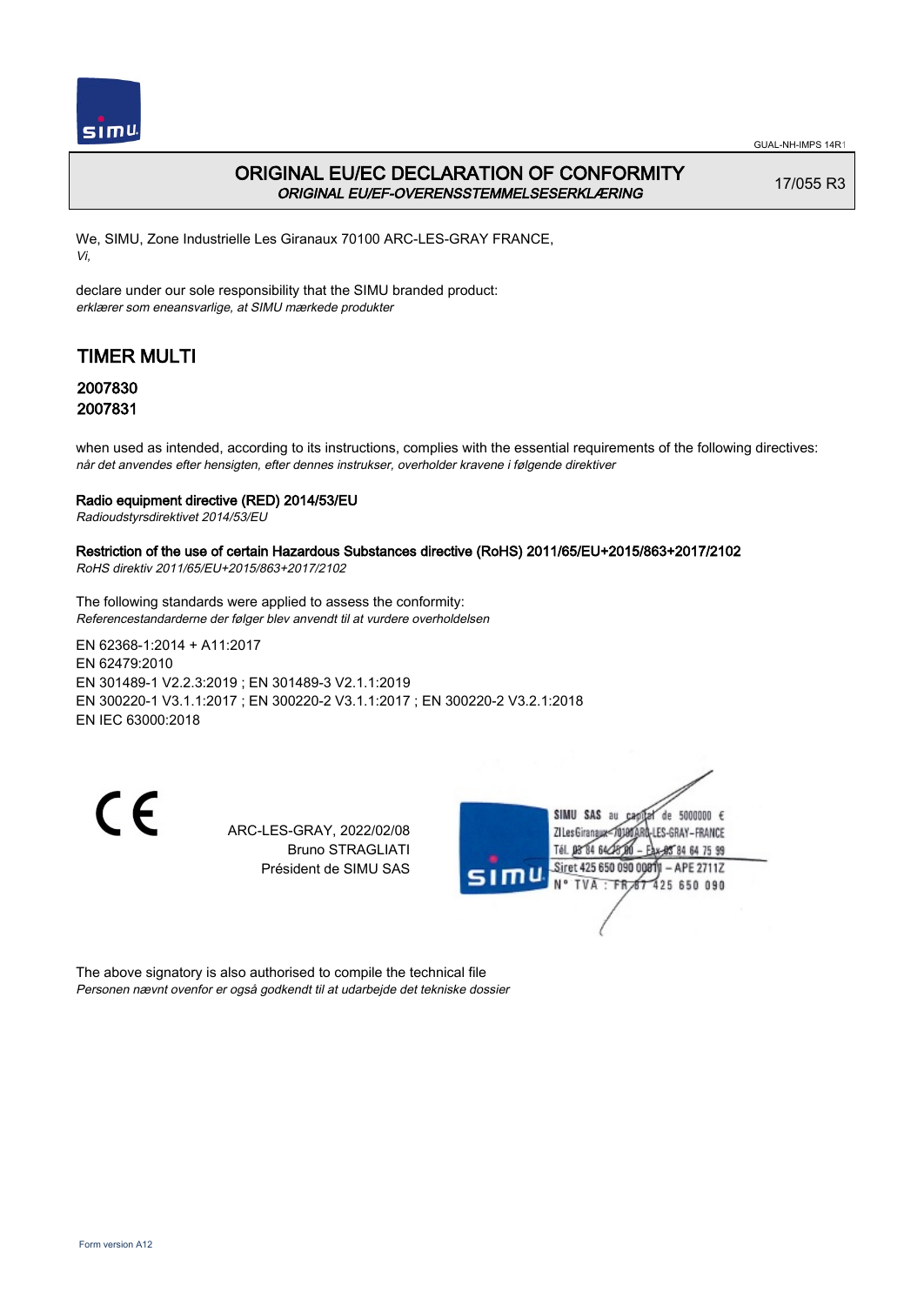GUAL-NH-IMPS 14R1

# ORIGINAL EU/EC DECLARATION OF CONFORMITY

*ORIGINAL EU/EF-OVERENSSTEMMELSESERKLÆRING*

17/055 R3

We, SIMU, Zone Industrielle Les Giranaux 70100 ARC-LES-GRAY FRANCE,
*Vi,*

declare under our sole responsibility that the SIMU branded product:
*erklærer som eneansvarlige, at SIMU mærkede produkter*

## TIMER MULTI

### 2007830
### 2007831

when used as intended, according to its instructions, complies with the essential requirements of the following directives:
*når det anvendes efter hensigten, efter dennes instrukser, overholder kravene i følgende direktiver*

**Radio equipment directive (RED) 2014/53/EU**
*Radioudstyrsdirektivet 2014/53/EU*

**Restriction of the use of certain Hazardous Substances directive (RoHS) 2011/65/EU+2015/863+2017/2102**
*RoHS direktiv 2011/65/EU+2015/863+2017/2102*

The following standards were applied to assess the conformity:
*Referencestandarderne der følger blev anvendt til at vurdere overholdelsen*

EN 62368-1:2014 + A11:2017
EN 62479:2010
EN 301489-1 V2.2.3:2019 ; EN 301489-3 V2.1.1:2019
EN 300220-1 V3.1.1:2017 ; EN 300220-2 V3.1.1:2017 ; EN 300220-2 V3.2.1:2018
EN IEC 63000:2018

ARC-LES-GRAY, 2022/02/08
Bruno STRAGLIATI
Président de SIMU SAS

SIMU SAS au capital de 5000000 €
ZI Les Giranaux 70100 ARC-LES-GRAY-FRANCE
Tél. 03 84 64 75 00 – Fax 03 84 64 75 99
Siret 425 650 090 00011 – APE 2711Z
N° TVA : FR 87 425 650 090

The above signatory is also authorised to compile the technical file
*Personen nævnt ovenfor er også godkendt til at udarbejde det tekniske dossier*

Form version A12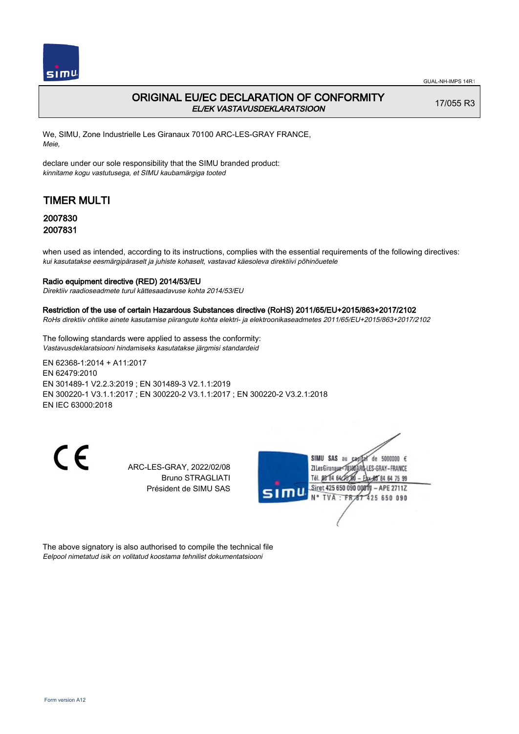## ORIGINAL EU/EC DECLARATION OF CONFORMITY

*EL/EK VASTAVUSDEKLARATSIOON*

17/055 R3

We, SIMU, Zone Industrielle Les Giranaux 70100 ARC-LES-GRAY FRANCE,
*Meie,*

declare under our sole responsibility that the SIMU branded product:
*kinnitame kogu vastutusega, et SIMU kaubamärgiga tooted*

## TIMER MULTI

**2007830**
**2007831**

when used as intended, according to its instructions, complies with the essential requirements of the following directives:
*kui kasutatakse eesmärgipäraselt ja juhiste kohaselt, vastavad käesoleva direktiivi põhinõuetele*

**Radio equipment directive (RED) 2014/53/EU**
*Direktiiv raadioseadmete turul kättesaadavuse kohta 2014/53/EU*

**Restriction of the use of certain Hazardous Substances directive (RoHS) 2011/65/EU+2015/863+2017/2102**
*RoHs direktiiv ohtlike ainete kasutamise piirangute kohta elektri- ja elektroonikaseadmetes 2011/65/EU+2015/863+2017/2102*

The following standards were applied to assess the conformity:
*Vastavusdeklaratsiooni hindamiseks kasutatakse järgmisi standardeid*

EN 62368-1:2014 + A11:2017
EN 62479:2010
EN 301489-1 V2.2.3:2019 ; EN 301489-3 V2.1.1:2019
EN 300220-1 V3.1.1:2017 ; EN 300220-2 V3.1.1:2017 ; EN 300220-2 V3.2.1:2018
EN IEC 63000:2018

ARC-LES-GRAY, 2022/02/08
Bruno STRAGLIATI
Président de SIMU SAS

SIMU SAS au capital de 5000000 €
ZI Les Giranaux 70100 ARC-LES-GRAY-FRANCE
Tél. 03 84 64 75 00 – Fax 03 84 64 75 99
Siret 425 650 090 00011 – APE 2711Z
N° TVA : FR 87 425 650 090

The above signatory is also authorised to compile the technical file
*Eelpool nimetatud isik on volitatud koostama tehnilist dokumentatsiooni*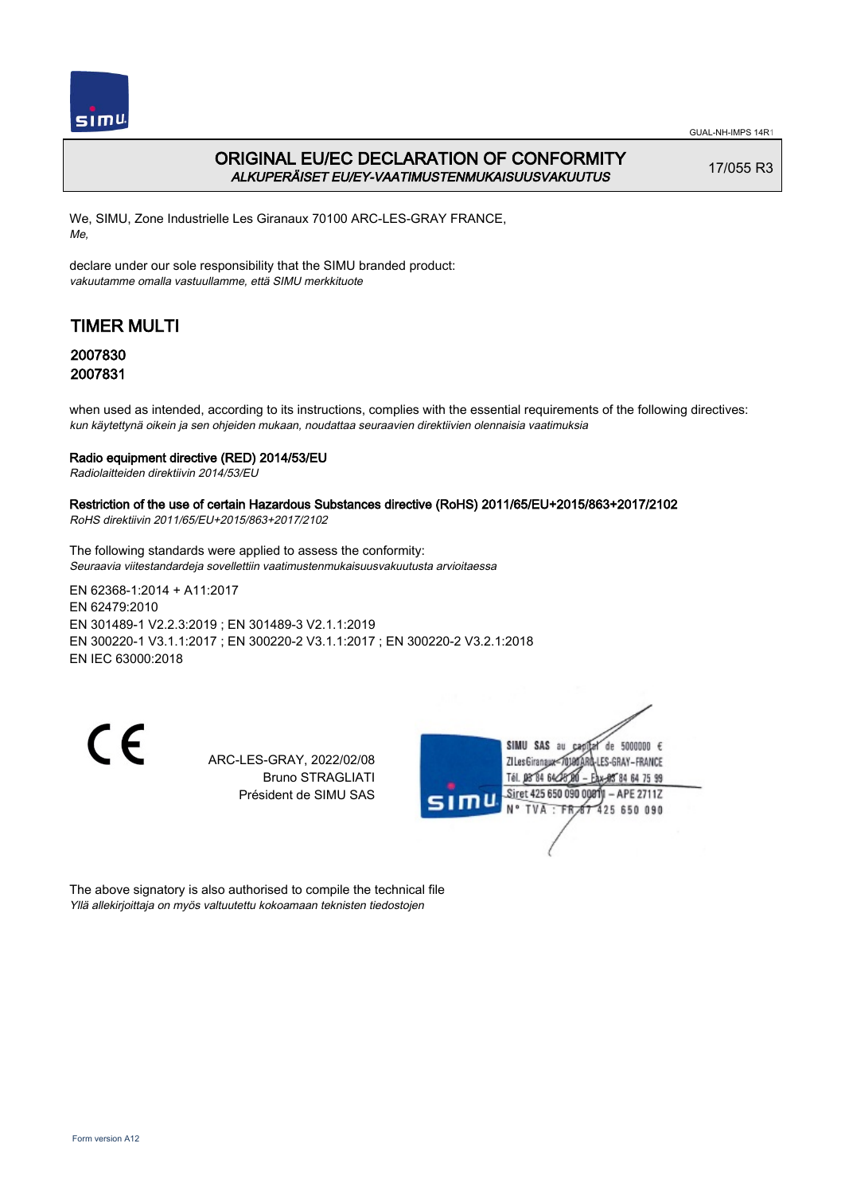# ORIGINAL EU/EC DECLARATION OF CONFORMITY
*ALKUPERÄISET EU/EY-VAATIMUSTENMUKAISUUSVAKUUTUS*

17/055 R3

We, SIMU, Zone Industrielle Les Giranaux 70100 ARC-LES-GRAY FRANCE,
*Me,*

declare under our sole responsibility that the SIMU branded product:
*vakuutamme omalla vastuullamme, että SIMU merkkituote*

## TIMER MULTI

### 2007830
### 2007831

when used as intended, according to its instructions, complies with the essential requirements of the following directives:
*kun käytettynä oikein ja sen ohjeiden mukaan, noudattaa seuraavien direktiivien olennaisia vaatimuksia*

**Radio equipment directive (RED) 2014/53/EU**
*Radiolaitteiden direktiivin 2014/53/EU*

**Restriction of the use of certain Hazardous Substances directive (RoHS) 2011/65/EU+2015/863+2017/2102**
*RoHS direktiivin 2011/65/EU+2015/863+2017/2102*

The following standards were applied to assess the conformity:
*Seuraavia viitestandardeja sovellettiin vaatimustenmukaisuusvakuutusta arvioitaessa*

EN 62368-1:2014 + A11:2017
EN 62479:2010
EN 301489-1 V2.2.3:2019 ; EN 301489-3 V2.1.1:2019
EN 300220-1 V3.1.1:2017 ; EN 300220-2 V3.1.1:2017 ; EN 300220-2 V3.2.1:2018
EN IEC 63000:2018

CE

ARC-LES-GRAY, 2022/02/08
Bruno STRAGLIATI
Président de SIMU SAS

SIMU SAS au capital de 5000000 €
ZI Les Giranaux 70100 ARC-LES-GRAY-FRANCE
Tél. 03 84 64 75 00 – Fax 03 84 64 75 99
Siret 425 650 090 00011 – APE 2711Z
N° TVA : FR 67 425 650 090

The above signatory is also authorised to compile the technical file
*Yllä allekirjoittaja on myös valtuutettu kokoamaan teknisten tiedostojen*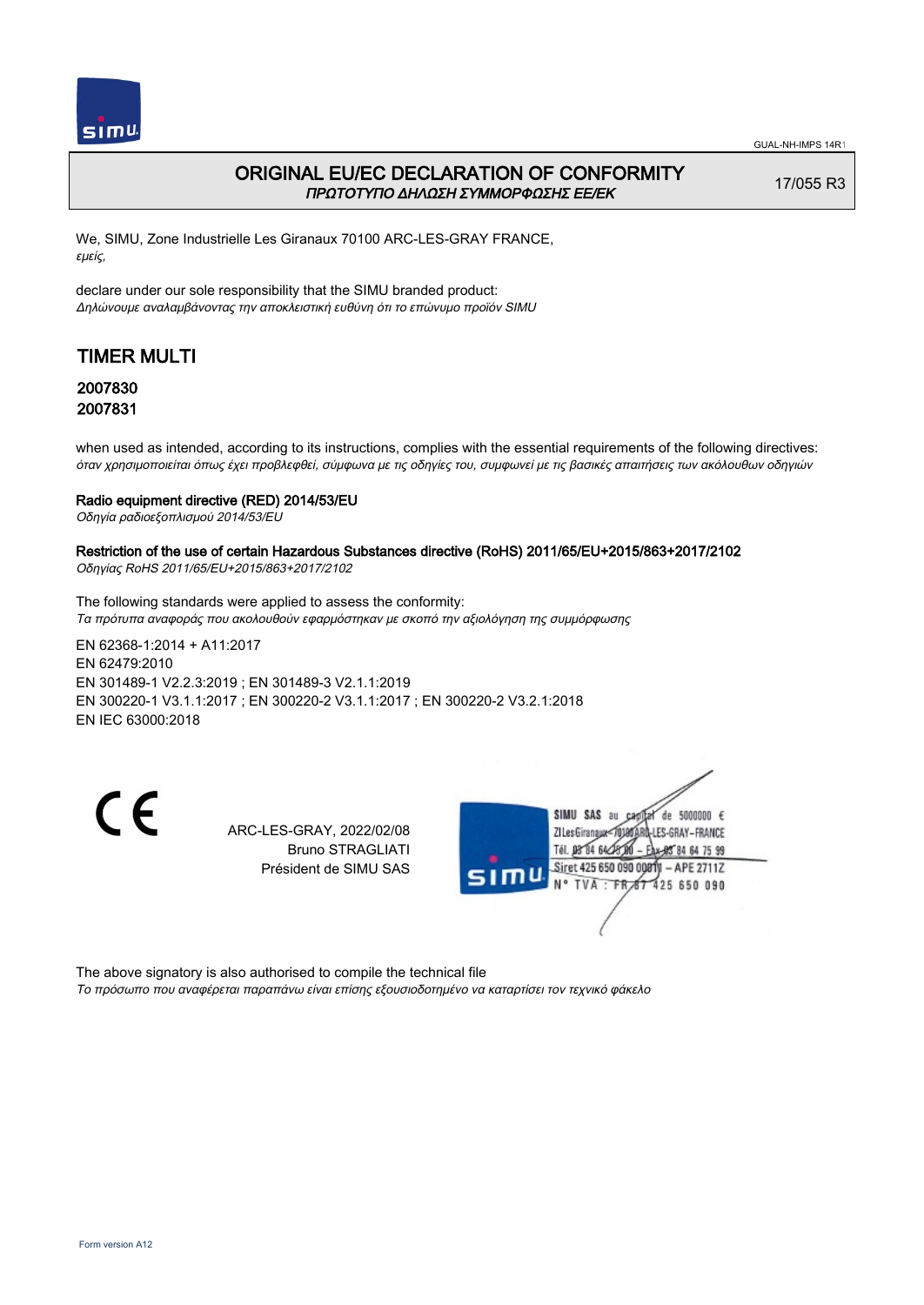# ORIGINAL EU/EC DECLARATION OF CONFORMITY
*ΠΡΩΤΟΤΥΠΟ ΔΗΛΩΣΗ ΣΥΜΜΟΡΦΩΣΗΣ ΕΕ/ΕΚ*

17/055 R3

We, SIMU, Zone Industrielle Les Giranaux 70100 ARC-LES-GRAY FRANCE,
*εμείς,*

declare under our sole responsibility that the SIMU branded product:
*Δηλώνουμε αναλαμβάνοντας την αποκλειστική ευθύνη ότι το επώνυμο προϊόν SIMU*

## TIMER MULTI

### 2007830
### 2007831

when used as intended, according to its instructions, complies with the essential requirements of the following directives:
*όταν χρησιμοποιείται όπως έχει προβλεφθεί, σύμφωνα με τις οδηγίες του, συμφωνεί με τις βασικές απαιτήσεις των ακόλουθων οδηγιών*

**Radio equipment directive (RED) 2014/53/EU**
*Οδηγία ραδιοεξοπλισμού 2014/53/EU*

**Restriction of the use of certain Hazardous Substances directive (RoHS) 2011/65/EU+2015/863+2017/2102**
*Οδηγίας RoHS 2011/65/EU+2015/863+2017/2102*

The following standards were applied to assess the conformity:
*Τα πρότυπα αναφοράς που ακολουθούν εφαρμόστηκαν με σκοπό την αξιολόγηση της συμμόρφωσης*

EN 62368-1:2014 + A11:2017
EN 62479:2010
EN 301489-1 V2.2.3:2019 ; EN 301489-3 V2.1.1:2019
EN 300220-1 V3.1.1:2017 ; EN 300220-2 V3.1.1:2017 ; EN 300220-2 V3.2.1:2018
EN IEC 63000:2018

CE

ARC-LES-GRAY, 2022/02/08
Bruno STRAGLIATI
Président de SIMU SAS

SIMU SAS au capital de 5000000 €
ZI Les Giranaux 70100 ARC-LES-GRAY-FRANCE
Tél. 03 84 64 75 00 – Fax 03 84 64 75 99
Siret 425 650 090 00811 – APE 2711Z
N° TVA : FR 87 425 650 090

The above signatory is also authorised to compile the technical file
*Το πρόσωπο που αναφέρεται παραπάνω είναι επίσης εξουσιοδοτημένο να καταρτίσει τον τεχνικό φάκελο*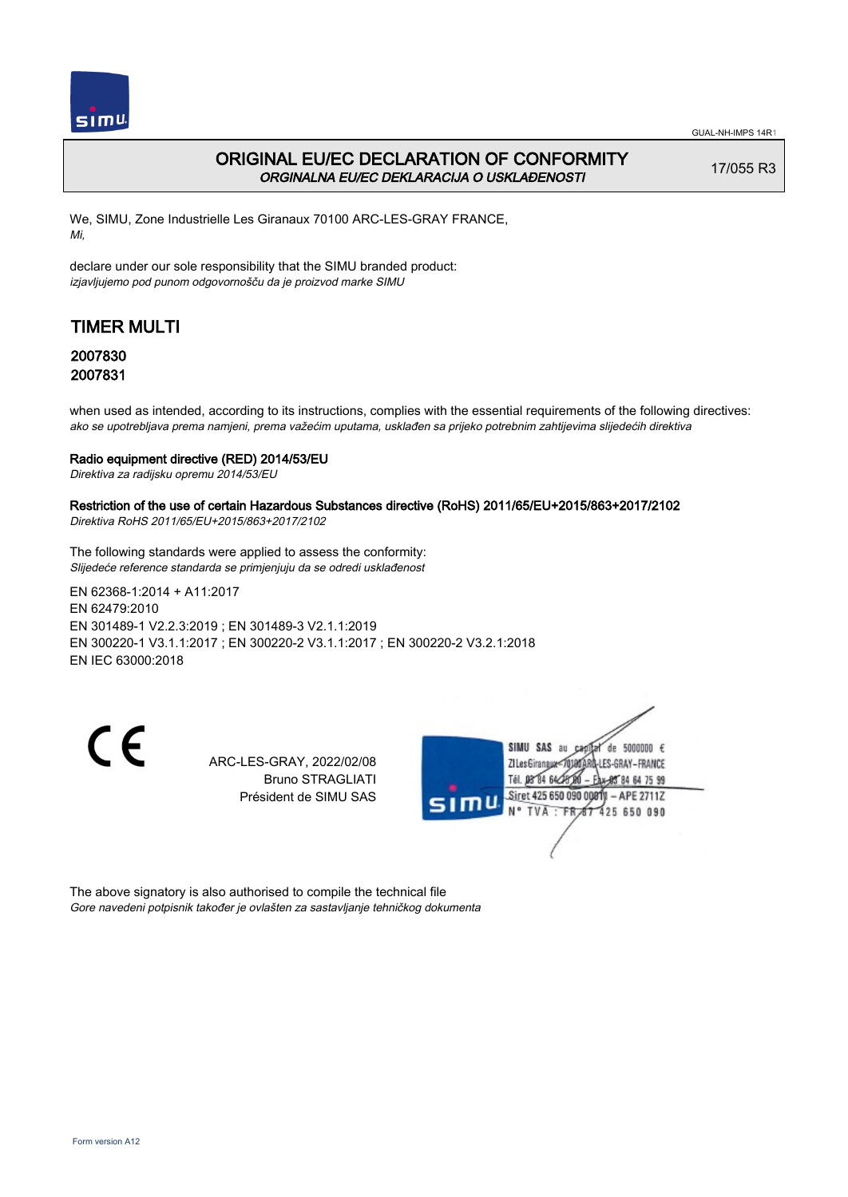GUAL-NH-IMPS 14R1

# ORIGINAL EU/EC DECLARATION OF CONFORMITY
*ORGINALNA EU/EC DEKLARACIJA O USKLAĐENOSTI*

17/055 R3

We, SIMU, Zone Industrielle Les Giranaux 70100 ARC-LES-GRAY FRANCE,
*Mi,*

declare under our sole responsibility that the SIMU branded product:
*izjavljujemo pod punom odgovornošču da je proizvod marke SIMU*

## TIMER MULTI

### 2007830
### 2007831

when used as intended, according to its instructions, complies with the essential requirements of the following directives:
*ako se upotrebljava prema namjeni, prema važećim uputama, usklađen sa prijeko potrebnim zahtijevima slijedećih direktiva*

**Radio equipment directive (RED) 2014/53/EU**
*Direktiva za radijsku opremu 2014/53/EU*

**Restriction of the use of certain Hazardous Substances directive (RoHS) 2011/65/EU+2015/863+2017/2102**
*Direktiva RoHS 2011/65/EU+2015/863+2017/2102*

The following standards were applied to assess the conformity:
*Slijedeće reference standarda se primjenjuju da se odredi usklađenost*

EN 62368-1:2014 + A11:2017
EN 62479:2010
EN 301489-1 V2.2.3:2019 ; EN 301489-3 V2.1.1:2019
EN 300220-1 V3.1.1:2017 ; EN 300220-2 V3.1.1:2017 ; EN 300220-2 V3.2.1:2018
EN IEC 63000:2018

ARC-LES-GRAY, 2022/02/08
Bruno STRAGLIATI
Président de SIMU SAS

SIMU SAS au capital de 5000000 €
ZI Les Giranaux 70100 ARC-LES-GRAY-FRANCE
Tél. 03 84 64 75 00 – Fax 03 84 64 75 99
Siret 425 650 090 00011 – APE 2711Z
N° TVA : FR 67 425 650 090

The above signatory is also authorised to compile the technical file
*Gore navedeni potpisnik također je ovlašten za sastavljanje tehničkog dokumenta*

Form version A12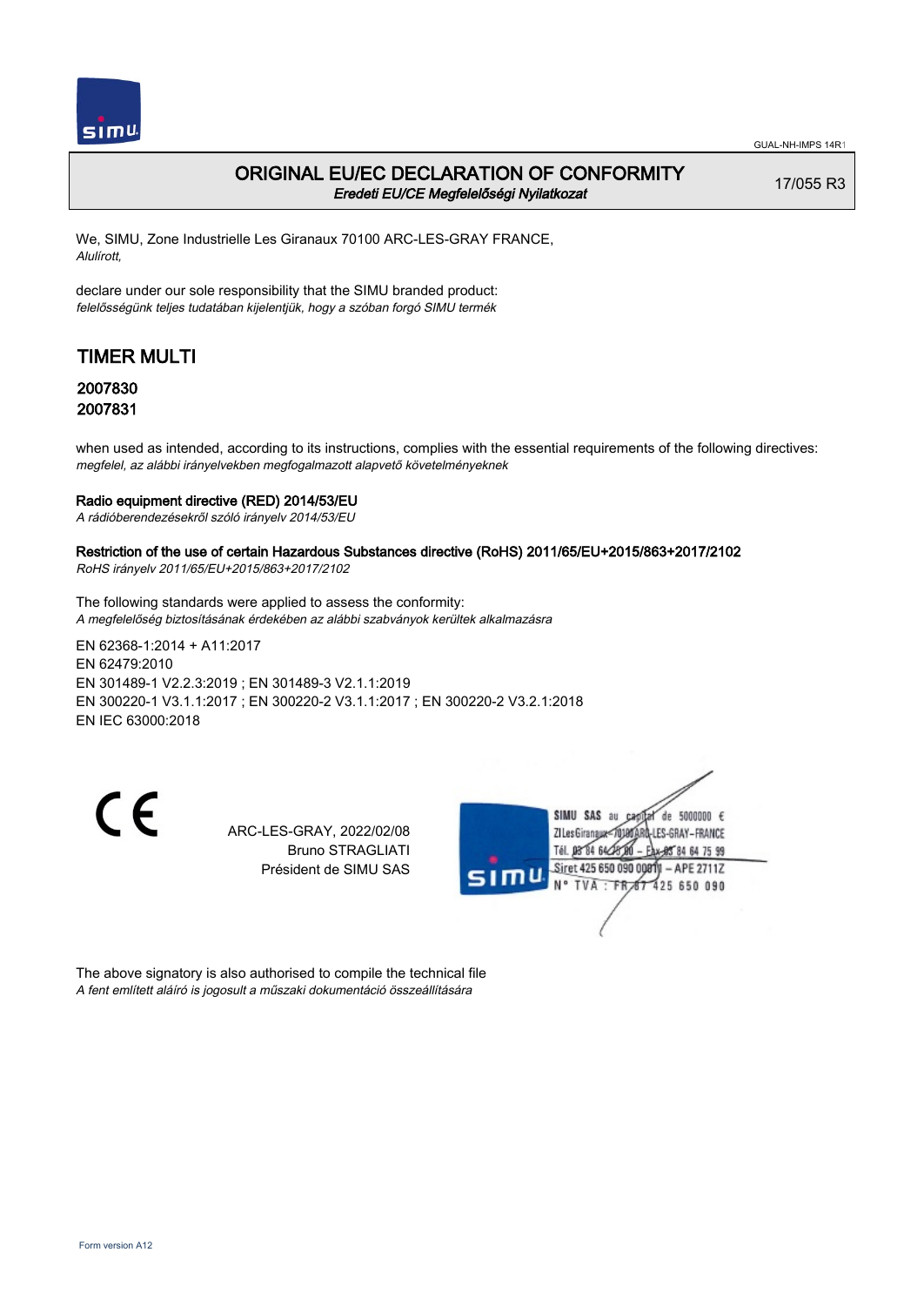GUAL-NH-IMPS 14R1

# ORIGINAL EU/EC DECLARATION OF CONFORMITY

*Eredeti EU/CE Megfelelőségi Nyilatkozat*

17/055 R3

We, SIMU, Zone Industrielle Les Giranaux 70100 ARC-LES-GRAY FRANCE,
*Alulírott,*

declare under our sole responsibility that the SIMU branded product:
*felelősségünk teljes tudatában kijelentjük, hogy a szóban forgó SIMU termék*

## TIMER MULTI

### 2007830
### 2007831

when used as intended, according to its instructions, complies with the essential requirements of the following directives:
*megfelel, az alábbi irányelvekben megfogalmazott alapvető követelményeknek*

**Radio equipment directive (RED) 2014/53/EU**
*A rádióberendezésekről szóló irányelv 2014/53/EU*

**Restriction of the use of certain Hazardous Substances directive (RoHS) 2011/65/EU+2015/863+2017/2102**
*RoHS irányelv 2011/65/EU+2015/863+2017/2102*

The following standards were applied to assess the conformity:
*A megfelelőség biztosításának érdekében az alábbi szabványok kerültek alkalmazásra*

EN 62368-1:2014 + A11:2017
EN 62479:2010
EN 301489-1 V2.2.3:2019 ; EN 301489-3 V2.1.1:2019
EN 300220-1 V3.1.1:2017 ; EN 300220-2 V3.1.1:2017 ; EN 300220-2 V3.2.1:2018
EN IEC 63000:2018

CE

ARC-LES-GRAY, 2022/02/08
Bruno STRAGLIATI
Président de SIMU SAS

SIMU SAS au capital de 5000000 €
ZI Les Giranaux 70100 ARC-LES-GRAY-FRANCE
Tél. 03 84 64 75 00 – Fax 03 84 64 75 99
Siret 425 650 090 00811 – APE 2711Z
N° TVA : FR 67 425 650 090

The above signatory is also authorised to compile the technical file
*A fent említett aláíró is jogosult a műszaki dokumentáció összeállítására*

Form version A12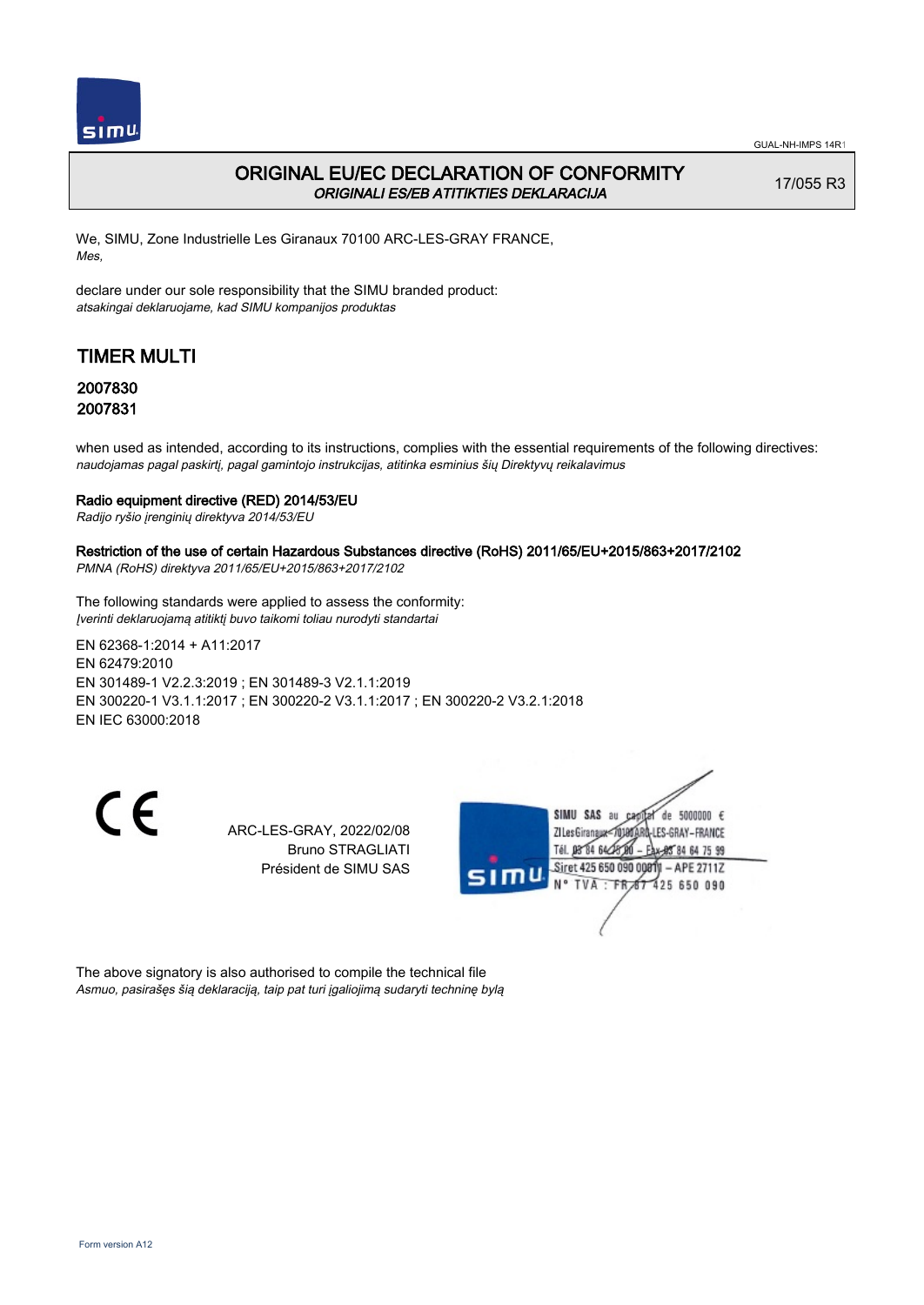GUAL-NH-IMPS 14R1

# ORIGINAL EU/EC DECLARATION OF CONFORMITY

*ORIGINALI ES/EB ATITIKTIES DEKLARACIJA*

17/055 R3

We, SIMU, Zone Industrielle Les Giranaux 70100 ARC-LES-GRAY FRANCE,
*Mes,*

declare under our sole responsibility that the SIMU branded product:
*atsakingai deklaruojame, kad SIMU kompanijos produktas*

## TIMER MULTI

### 2007830
### 2007831

when used as intended, according to its instructions, complies with the essential requirements of the following directives:
*naudojamas pagal paskirtį, pagal gamintojo instrukcijas, atitinka esminius šių Direktyvų reikalavimus*

**Radio equipment directive (RED) 2014/53/EU**
*Radijo ryšio įrenginių direktyva 2014/53/EU*

**Restriction of the use of certain Hazardous Substances directive (RoHS) 2011/65/EU+2015/863+2017/2102**
*PMNA (RoHS) direktyva 2011/65/EU+2015/863+2017/2102*

The following standards were applied to assess the conformity:
*Įverinti deklaruojamą atitiktį buvo taikomi toliau nurodyti standartai*

EN 62368-1:2014 + A11:2017
EN 62479:2010
EN 301489-1 V2.2.3:2019 ; EN 301489-3 V2.1.1:2019
EN 300220-1 V3.1.1:2017 ; EN 300220-2 V3.1.1:2017 ; EN 300220-2 V3.2.1:2018
EN IEC 63000:2018

ARC-LES-GRAY, 2022/02/08
Bruno STRAGLIATI
Président de SIMU SAS

SIMU SAS au capital de 5000000 €
ZI Les Giranaux 70100 ARC-LES-GRAY-FRANCE
Tél. 03 84 64 75 00 – Fax 03 84 64 75 99
Siret 425 650 090 00011 – APE 2711Z
N° TVA : FR 87 425 650 090

The above signatory is also authorised to compile the technical file
*Asmuo, pasirašęs šią deklaraciją, taip pat turi įgaliojimą sudaryti techninę bylą*

Form version A12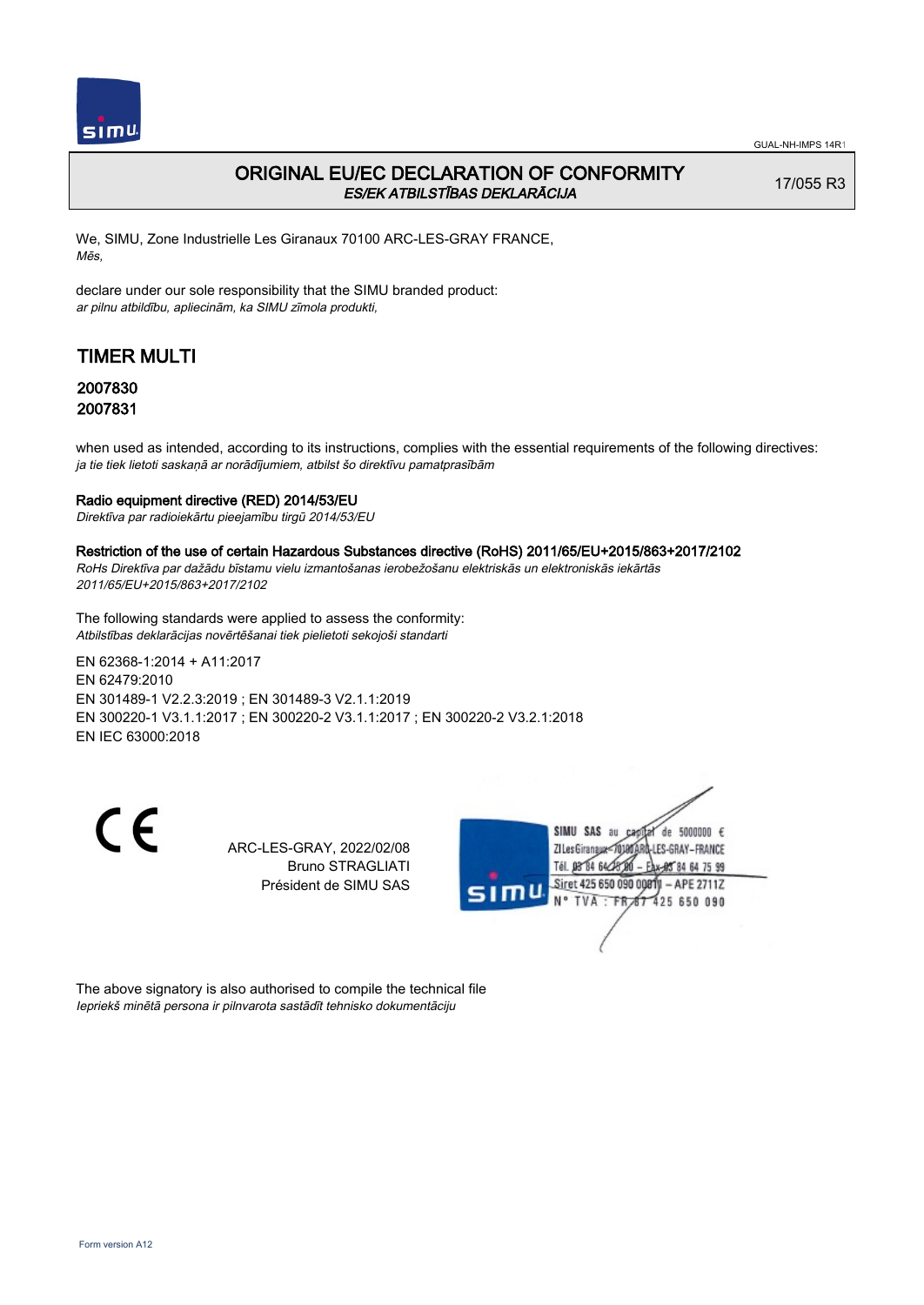# ORIGINAL EU/EC DECLARATION OF CONFORMITY

*ES/EK ATBILSTĪBAS DEKLARĀCIJA*

17/055 R3

We, SIMU, Zone Industrielle Les Giranaux 70100 ARC-LES-GRAY FRANCE,
*Mēs,*

declare under our sole responsibility that the SIMU branded product:
*ar pilnu atbildību, apliecinām, ka SIMU zīmola produkti,*

## TIMER MULTI

### 2007830
### 2007831

when used as intended, according to its instructions, complies with the essential requirements of the following directives:
*ja tie tiek lietoti saskaņā ar norādījumiem, atbilst šo direktīvu pamatprasībām*

**Radio equipment directive (RED) 2014/53/EU**
*Direktīva par radioiekārtu pieejamību tirgū 2014/53/EU*

**Restriction of the use of certain Hazardous Substances directive (RoHS) 2011/65/EU+2015/863+2017/2102**
*RoHs Direktīva par dažādu bīstamu vielu izmantošanas ierobežošanu elektriskās un elektroniskās iekārtās 2011/65/EU+2015/863+2017/2102*

The following standards were applied to assess the conformity:
*Atbilstības deklarācijas novērtēšanai tiek pielietoti sekojoši standarti*

EN 62368-1:2014 + A11:2017
EN 62479:2010
EN 301489-1 V2.2.3:2019 ; EN 301489-3 V2.1.1:2019
EN 300220-1 V3.1.1:2017 ; EN 300220-2 V3.1.1:2017 ; EN 300220-2 V3.2.1:2018
EN IEC 63000:2018

CE

ARC-LES-GRAY, 2022/02/08
Bruno STRAGLIATI
Président de SIMU SAS

SIMU SAS au capital de 5000000 €
ZI Les Giranaux - 70100 ARC-LES-GRAY - FRANCE
Tél. 03 84 64 75 00 - Fax 03 84 64 75 99
Siret 425 650 090 00011 - APE 2711Z
N° TVA : FR 87 425 650 090

The above signatory is also authorised to compile the technical file
*Iepriekš minētā persona ir pilnvarota sastādīt tehnisko dokumentāciju*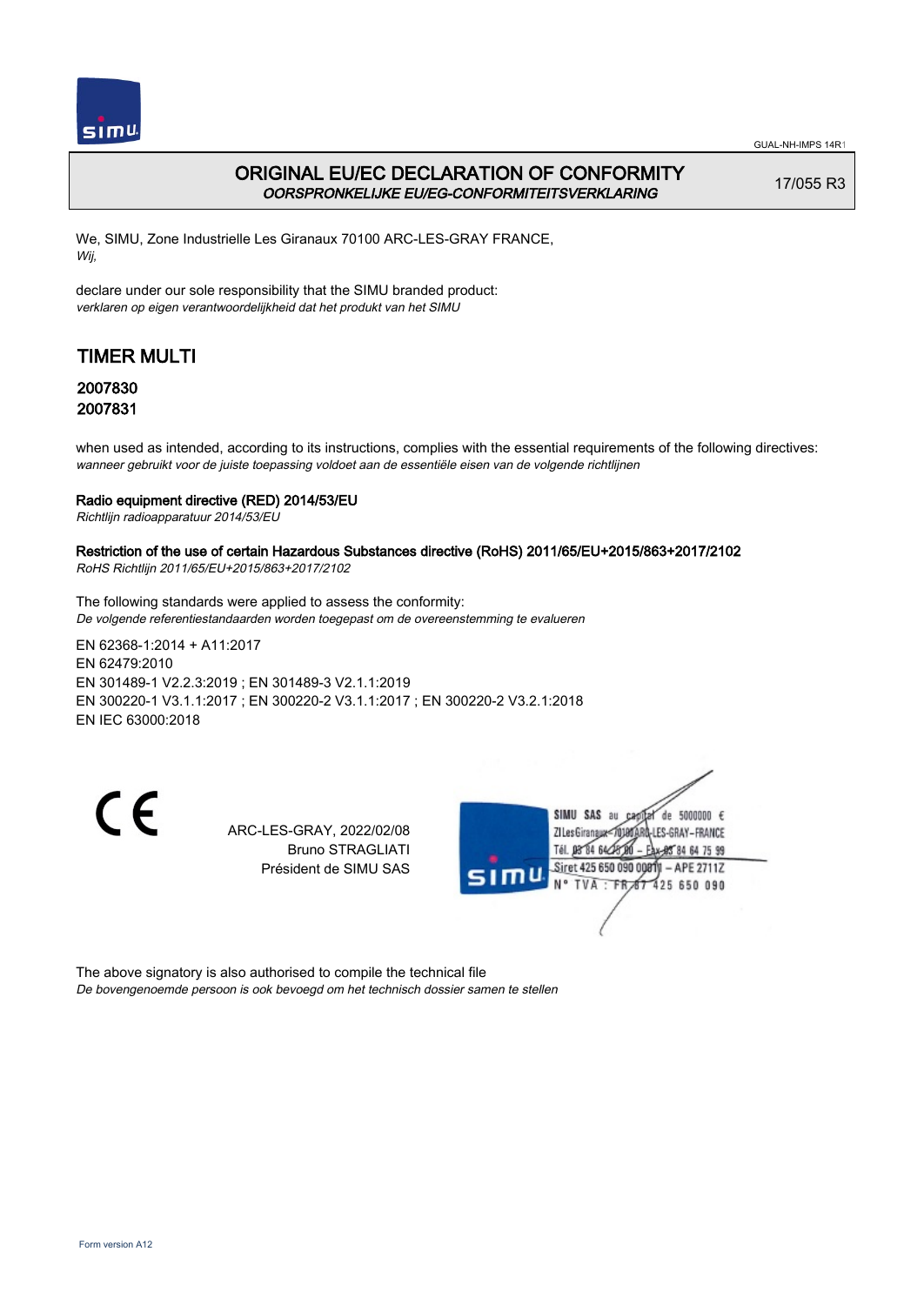# ORIGINAL EU/EC DECLARATION OF CONFORMITY
*OORSPRONKELIJKE EU/EG-CONFORMITEITSVERKLARING*

17/055 R3

We, SIMU, Zone Industrielle Les Giranaux 70100 ARC-LES-GRAY FRANCE,
*Wij,*

declare under our sole responsibility that the SIMU branded product:
*verklaren op eigen verantwoordelijkheid dat het produkt van het SIMU*

## TIMER MULTI

### 2007830
### 2007831

when used as intended, according to its instructions, complies with the essential requirements of the following directives:
*wanneer gebruikt voor de juiste toepassing voldoet aan de essentiële eisen van de volgende richtlijnen*

**Radio equipment directive (RED) 2014/53/EU**
*Richtlijn radioapparatuur 2014/53/EU*

**Restriction of the use of certain Hazardous Substances directive (RoHS) 2011/65/EU+2015/863+2017/2102**
*RoHS Richtlijn 2011/65/EU+2015/863+2017/2102*

The following standards were applied to assess the conformity:
*De volgende referentiestandaarden worden toegepast om de overeenstemming te evalueren*

EN 62368-1:2014 + A11:2017
EN 62479:2010
EN 301489-1 V2.2.3:2019 ; EN 301489-3 V2.1.1:2019
EN 300220-1 V3.1.1:2017 ; EN 300220-2 V3.1.1:2017 ; EN 300220-2 V3.2.1:2018
EN IEC 63000:2018

CE

ARC-LES-GRAY, 2022/02/08
Bruno STRAGLIATI
Président de SIMU SAS

SIMU SAS au capital de 5000000 €
ZI Les Giranaux 70100 ARC-LES-GRAY-FRANCE
Tél. 03 84 64 78 00 – Fax 03 84 64 75 99
Siret 425 650 090 00011 – APE 2711Z
N° TVA : FR 67 425 650 090

The above signatory is also authorised to compile the technical file
*De bovengenoemde persoon is ook bevoegd om het technisch dossier samen te stellen*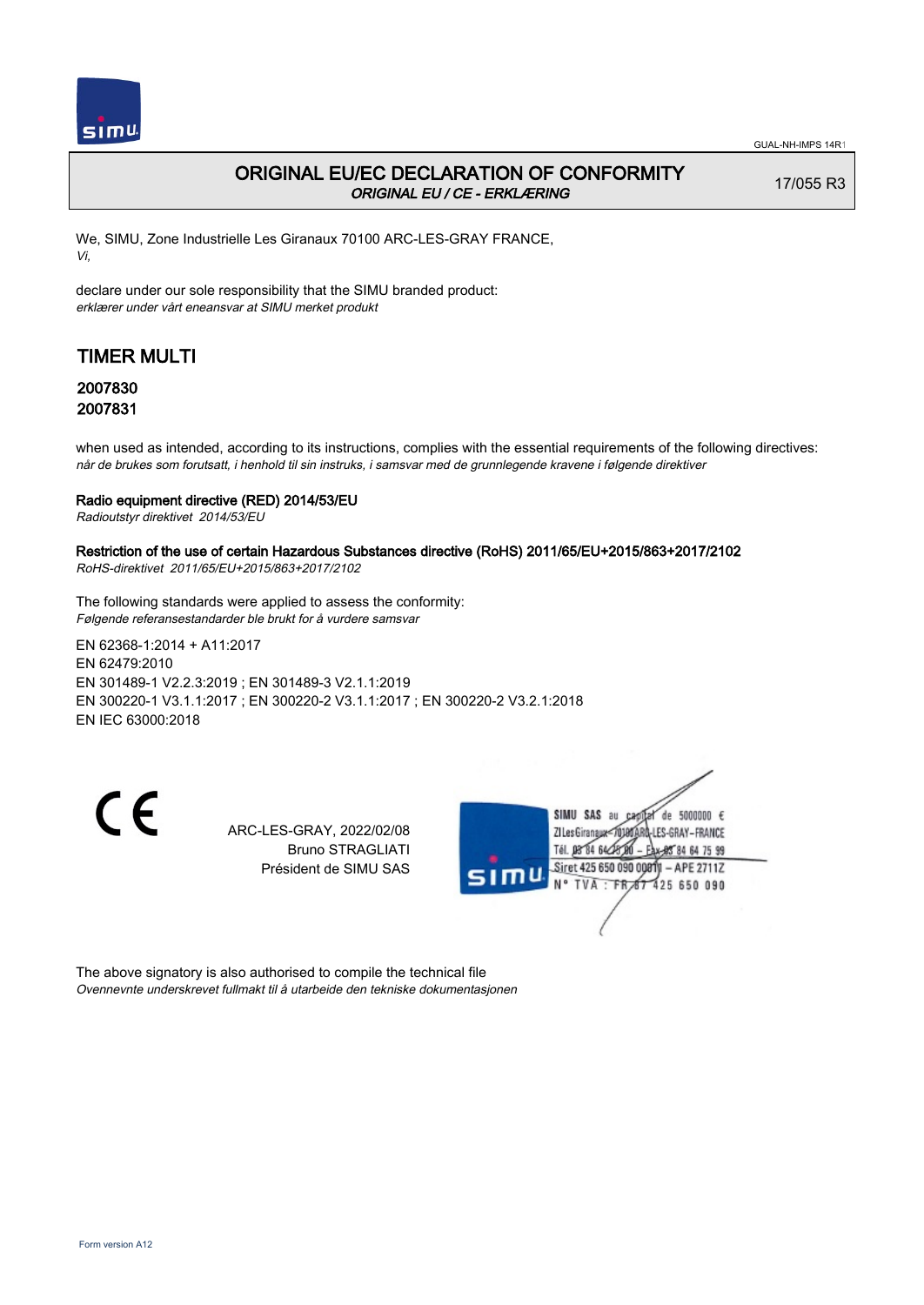# ORIGINAL EU/EC DECLARATION OF CONFORMITY

*ORIGINAL EU / CE - ERKLÆRING*

17/055 R3

We, SIMU, Zone Industrielle Les Giranaux 70100 ARC-LES-GRAY FRANCE,
*Vi,*

declare under our sole responsibility that the SIMU branded product:
*erklærer under vårt eneansvar at SIMU merket produkt*

## TIMER MULTI

### 2007830
### 2007831

when used as intended, according to its instructions, complies with the essential requirements of the following directives:
*når de brukes som forutsatt, i henhold til sin instruks, i samsvar med de grunnlegende kravene i følgende direktiver*

**Radio equipment directive (RED) 2014/53/EU**
*Radioutstyr direktivet 2014/53/EU*

**Restriction of the use of certain Hazardous Substances directive (RoHS) 2011/65/EU+2015/863+2017/2102**
*RoHS-direktivet 2011/65/EU+2015/863+2017/2102*

The following standards were applied to assess the conformity:
*Følgende referansestandarder ble brukt for å vurdere samsvar*

EN 62368-1:2014 + A11:2017
EN 62479:2010
EN 301489-1 V2.2.3:2019 ; EN 301489-3 V2.1.1:2019
EN 300220-1 V3.1.1:2017 ; EN 300220-2 V3.1.1:2017 ; EN 300220-2 V3.2.1:2018
EN IEC 63000:2018

CE

ARC-LES-GRAY, 2022/02/08
Bruno STRAGLIATI
Président de SIMU SAS

SIMU SAS au capital de 5000000 €
ZI Les Giranaux 70100 ARC-LES-GRAY-FRANCE
Tél. 03 84 64 78 00 – Fax 03 84 64 75 99
Siret 425 650 090 00011 – APE 2711Z
N° TVA : FR 67 425 650 090

The above signatory is also authorised to compile the technical file
*Ovennevnte underskrevet fullmakt til å utarbeide den tekniske dokumentasjonen*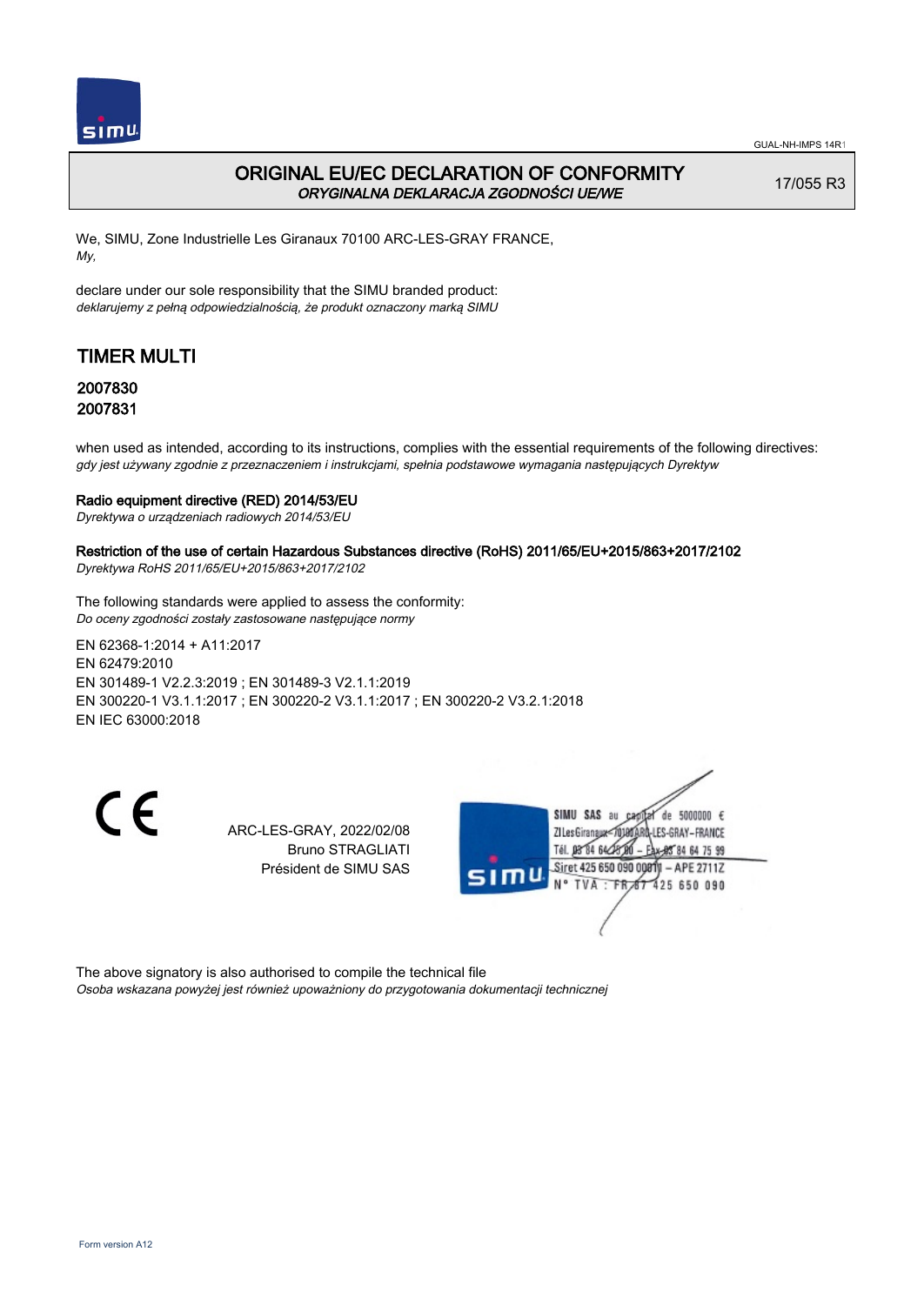GUAL-NH-IMPS 14R1

# ORIGINAL EU/EC DECLARATION OF CONFORMITY
*ORYGINALNA DEKLARACJA ZGODNOŚCI UE/WE*

17/055 R3

We, SIMU, Zone Industrielle Les Giranaux 70100 ARC-LES-GRAY FRANCE,
*My,*

declare under our sole responsibility that the SIMU branded product:
*deklarujemy z pełną odpowiedzialnością, że produkt oznaczony marką SIMU*

## TIMER MULTI

### 2007830
### 2007831

when used as intended, according to its instructions, complies with the essential requirements of the following directives:
*gdy jest używany zgodnie z przeznaczeniem i instrukcjami, spełnia podstawowe wymagania następujących Dyrektyw*

**Radio equipment directive (RED) 2014/53/EU**
*Dyrektywa o urządzeniach radiowych 2014/53/EU*

**Restriction of the use of certain Hazardous Substances directive (RoHS) 2011/65/EU+2015/863+2017/2102**
*Dyrektywa RoHS 2011/65/EU+2015/863+2017/2102*

The following standards were applied to assess the conformity:
*Do oceny zgodności zostały zastosowane następujące normy*

EN 62368-1:2014 + A11:2017
EN 62479:2010
EN 301489-1 V2.2.3:2019 ; EN 301489-3 V2.1.1:2019
EN 300220-1 V3.1.1:2017 ; EN 300220-2 V3.1.1:2017 ; EN 300220-2 V3.2.1:2018
EN IEC 63000:2018

CE

ARC-LES-GRAY, 2022/02/08
Bruno STRAGLIATI
Président de SIMU SAS

SIMU SAS au capital de 5000000 €
ZI Les Giranaux 70100 ARC-LES-GRAY-FRANCE
Tél. 03 84 64 78 00 – Fax 03 84 64 75 99
Siret 425 650 090 00011 – APE 2711Z
N° TVA : FR 67 425 650 090

The above signatory is also authorised to compile the technical file
*Osoba wskazana powyżej jest również upoważniony do przygotowania dokumentacji technicznej*

Form version A12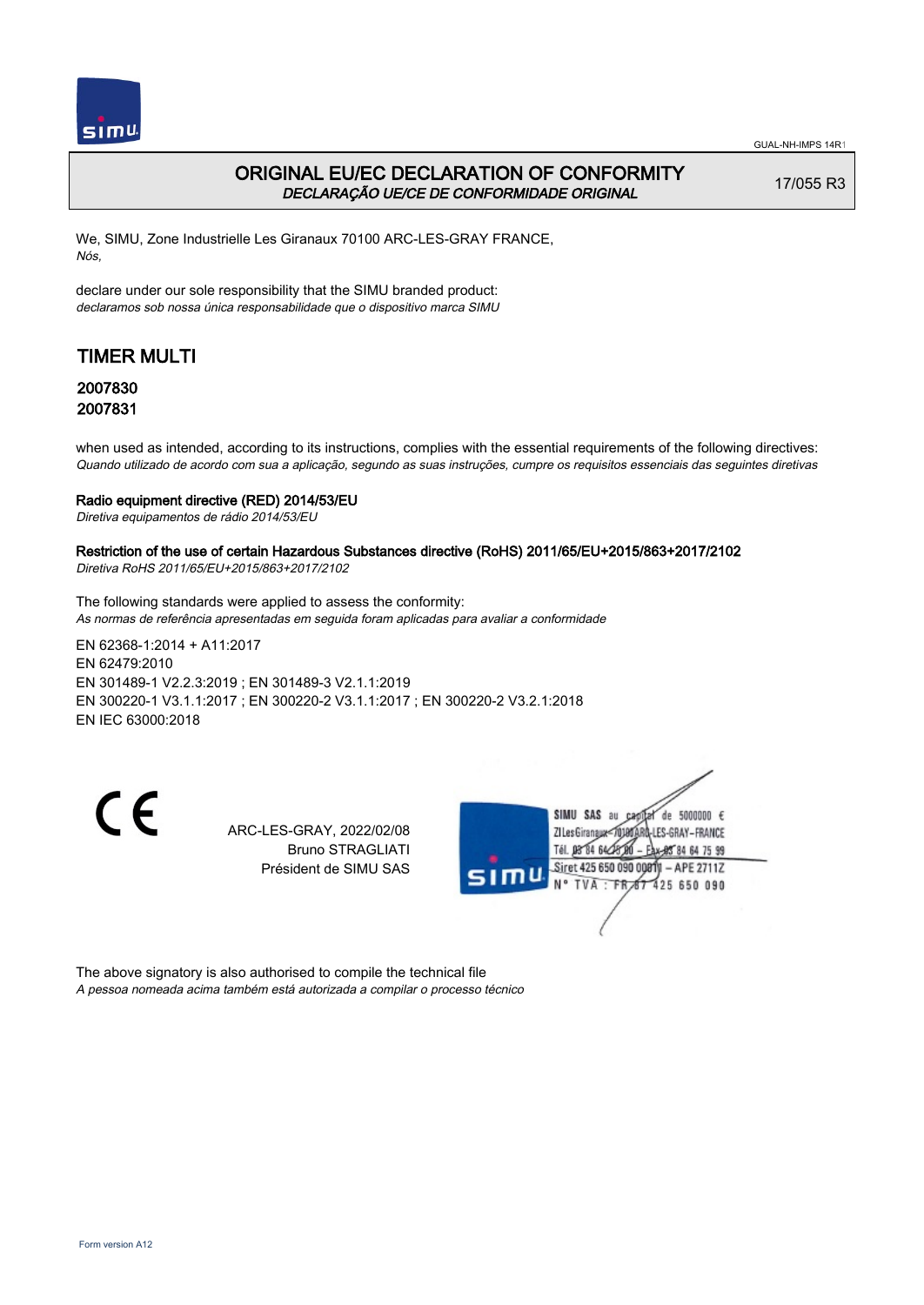# ORIGINAL EU/EC DECLARATION OF CONFORMITY

*DECLARAÇÃO UE/CE DE CONFORMIDADE ORIGINAL*

17/055 R3

We, SIMU, Zone Industrielle Les Giranaux 70100 ARC-LES-GRAY FRANCE,
*Nós,*

declare under our sole responsibility that the SIMU branded product:
*declaramos sob nossa única responsabilidade que o dispositivo marca SIMU*

## TIMER MULTI

### 2007830
### 2007831

when used as intended, according to its instructions, complies with the essential requirements of the following directives:
*Quando utilizado de acordo com sua a aplicação, segundo as suas instruções, cumpre os requisitos essenciais das seguintes diretivas*

**Radio equipment directive (RED) 2014/53/EU**
*Diretiva equipamentos de rádio 2014/53/EU*

**Restriction of the use of certain Hazardous Substances directive (RoHS) 2011/65/EU+2015/863+2017/2102**
*Diretiva RoHS 2011/65/EU+2015/863+2017/2102*

The following standards were applied to assess the conformity:
*As normas de referência apresentadas em seguida foram aplicadas para avaliar a conformidade*

EN 62368-1:2014 + A11:2017
EN 62479:2010
EN 301489-1 V2.2.3:2019 ; EN 301489-3 V2.1.1:2019
EN 300220-1 V3.1.1:2017 ; EN 300220-2 V3.1.1:2017 ; EN 300220-2 V3.2.1:2018
EN IEC 63000:2018

CE

ARC-LES-GRAY, 2022/02/08
Bruno STRAGLIATI
Président de SIMU SAS

SIMU SAS au capital de 5000000 €
ZI Les Giranaux 70100 ARC-LES-GRAY-FRANCE
Tél. 03 84 64 78 00 – Fax 03 84 64 75 99
Siret 425 650 090 00011 – APE 2711Z
N° TVA : FR 67 425 650 090

The above signatory is also authorised to compile the technical file
*A pessoa nomeada acima também está autorizada a compilar o processo técnico*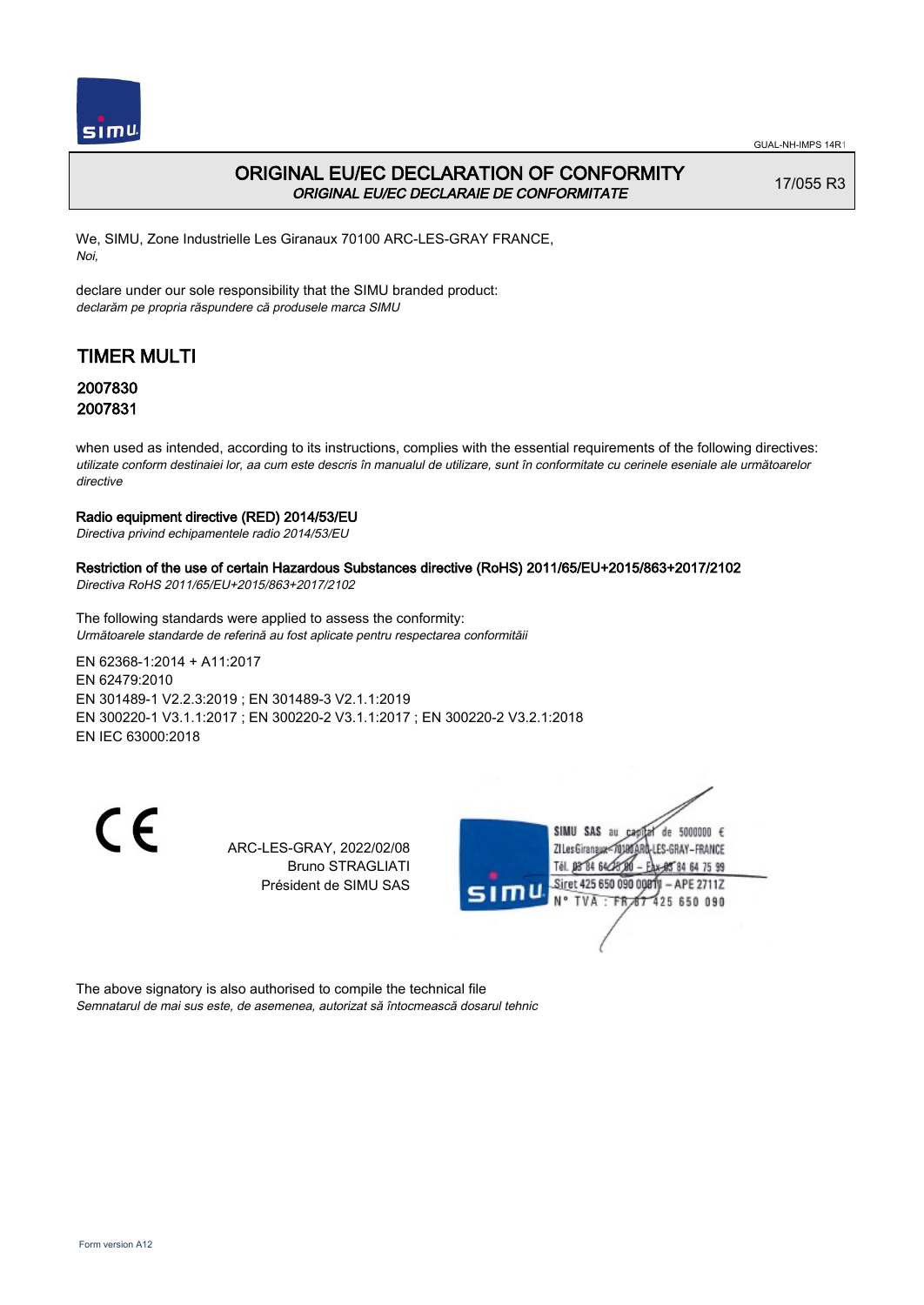GUAL-NH-IMPS 14R1

# ORIGINAL EU/EC DECLARATION OF CONFORMITY

*ORIGINAL EU/EC DECLARAIE DE CONFORMITATE*

17/055 R3

We, SIMU, Zone Industrielle Les Giranaux 70100 ARC-LES-GRAY FRANCE,
*Noi,*

declare under our sole responsibility that the SIMU branded product:
*declarăm pe propria răspundere că produsele marca SIMU*

## TIMER MULTI

### 2007830
### 2007831

when used as intended, according to its instructions, complies with the essential requirements of the following directives:
*utilizate conform destinaiei lor, aa cum este descris în manualul de utilizare, sunt în conformitate cu cerinele eseniale ale următoarelor directive*

**Radio equipment directive (RED) 2014/53/EU**
*Directiva privind echipamentele radio 2014/53/EU*

**Restriction of the use of certain Hazardous Substances directive (RoHS) 2011/65/EU+2015/863+2017/2102**
*Directiva RoHS 2011/65/EU+2015/863+2017/2102*

The following standards were applied to assess the conformity:
*Următoarele standarde de referină au fost aplicate pentru respectarea conformităii*

EN 62368-1:2014 + A11:2017
EN 62479:2010
EN 301489-1 V2.2.3:2019 ; EN 301489-3 V2.1.1:2019
EN 300220-1 V3.1.1:2017 ; EN 300220-2 V3.1.1:2017 ; EN 300220-2 V3.2.1:2018
EN IEC 63000:2018

CE

ARC-LES-GRAY, 2022/02/08
Bruno STRAGLIATI
Président de SIMU SAS

SIMU SAS au capital de 5000000 €
ZI Les Giranaux 70100 ARC-LES-GRAY-FRANCE
Tél. 03 84 64 75 00 – Fax 03 84 64 75 99
Siret 425 650 090 00811 – APE 2711Z
N° TVA : FR 87 425 650 090

The above signatory is also authorised to compile the technical file
*Semnatarul de mai sus este, de asemenea, autorizat să întocmească dosarul tehnic*

Form version A12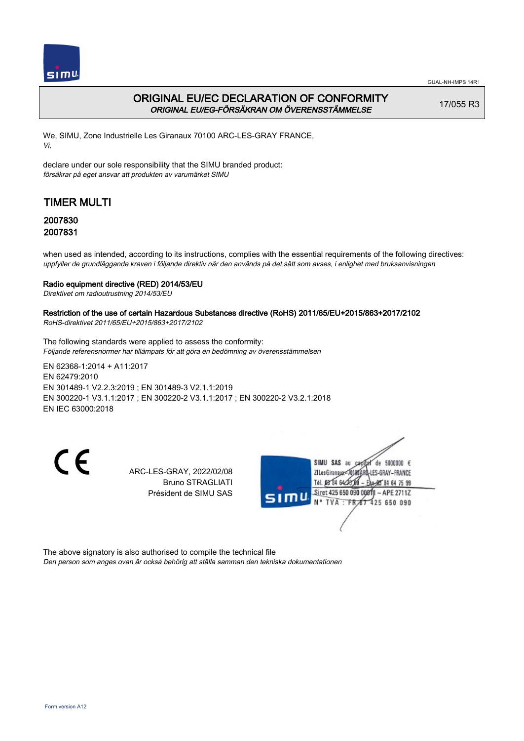GUAL-NH-IMPS 14R1

# ORIGINAL EU/EC DECLARATION OF CONFORMITY
*ORIGINAL EU/EG-FÖRSÄKRAN OM ÖVERENSSTÄMMELSE*

17/055 R3

We, SIMU, Zone Industrielle Les Giranaux 70100 ARC-LES-GRAY FRANCE,
*Vi,*

declare under our sole responsibility that the SIMU branded product:
*försäkrar på eget ansvar att produkten av varumärket SIMU*

## TIMER MULTI

### 2007830
### 2007831

when used as intended, according to its instructions, complies with the essential requirements of the following directives:
*uppfyller de grundläggande kraven i följande direktiv när den används på det sätt som avses, i enlighet med bruksanvisningen*

**Radio equipment directive (RED) 2014/53/EU**
*Direktivet om radioutrustning 2014/53/EU*

**Restriction of the use of certain Hazardous Substances directive (RoHS) 2011/65/EU+2015/863+2017/2102**
*RoHS-direktivet 2011/65/EU+2015/863+2017/2102*

The following standards were applied to assess the conformity:
*Följande referensnormer har tillämpats för att göra en bedömning av överensstämmelsen*

EN 62368-1:2014 + A11:2017
EN 62479:2010
EN 301489-1 V2.2.3:2019 ; EN 301489-3 V2.1.1:2019
EN 300220-1 V3.1.1:2017 ; EN 300220-2 V3.1.1:2017 ; EN 300220-2 V3.2.1:2018
EN IEC 63000:2018

CE

ARC-LES-GRAY, 2022/02/08
Bruno STRAGLIATI
Président de SIMU SAS

SIMU SAS au capital de 5000000 €
ZI Les Giranaux 70100 ARC-LES-GRAY-FRANCE
Tél. 03 84 64 75 00 – Fax 03 84 64 75 99
Siret 425 650 090 00011 – APE 2711Z
N° TVA : FR 87 425 650 090

The above signatory is also authorised to compile the technical file
*Den person som anges ovan är också behörig att ställa samman den tekniska dokumentationen*

Form version A12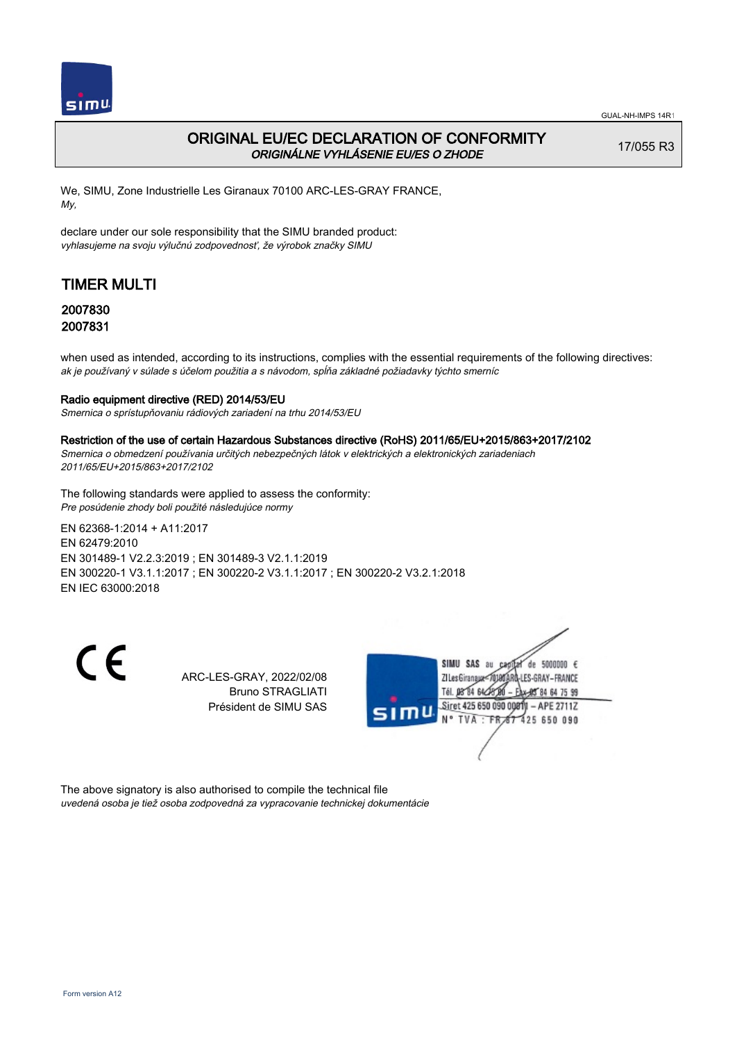GUAL-NH-IMPS 14R1

# ORIGINAL EU/EC DECLARATION OF CONFORMITY

*ORIGINÁLNE VYHLÁSENIE EU/ES O ZHODE*

17/055 R3

We, SIMU, Zone Industrielle Les Giranaux 70100 ARC-LES-GRAY FRANCE,
*My,*

declare under our sole responsibility that the SIMU branded product:
*vyhlasujeme na svoju výlučnú zodpovednosť, že výrobok značky SIMU*

## TIMER MULTI

### 2007830
### 2007831

when used as intended, according to its instructions, complies with the essential requirements of the following directives:
*ak je používaný v súlade s účelom použitia a s návodom, spĺňa základné požiadavky týchto smerníc*

**Radio equipment directive (RED) 2014/53/EU**
*Smernica o sprístupňovaniu rádiových zariadení na trhu 2014/53/EU*

**Restriction of the use of certain Hazardous Substances directive (RoHS) 2011/65/EU+2015/863+2017/2102**
*Smernica o obmedzení používania určitých nebezpečných látok v elektrických a elektronických zariadeniach 2011/65/EU+2015/863+2017/2102*

The following standards were applied to assess the conformity:
*Pre posúdenie zhody boli použité následujúce normy*

EN 62368-1:2014 + A11:2017
EN 62479:2010
EN 301489-1 V2.2.3:2019 ; EN 301489-3 V2.1.1:2019
EN 300220-1 V3.1.1:2017 ; EN 300220-2 V3.1.1:2017 ; EN 300220-2 V3.2.1:2018
EN IEC 63000:2018

CE

ARC-LES-GRAY, 2022/02/08
Bruno STRAGLIATI
Président de SIMU SAS

SIMU SAS au capital de 5000000 €
ZI Les Giranaux 70100 ARC-LES-GRAY-FRANCE
Tél. 03 84 64 75 00 – Fax 03 84 64 75 99
Siret 425 650 090 00011 – APE 2711Z
N° TVA : FR 87 425 650 090

The above signatory is also authorised to compile the technical file
*uvedená osoba je tiež osoba zodpovedná za vypracovanie technickej dokumentácie*

Form version A12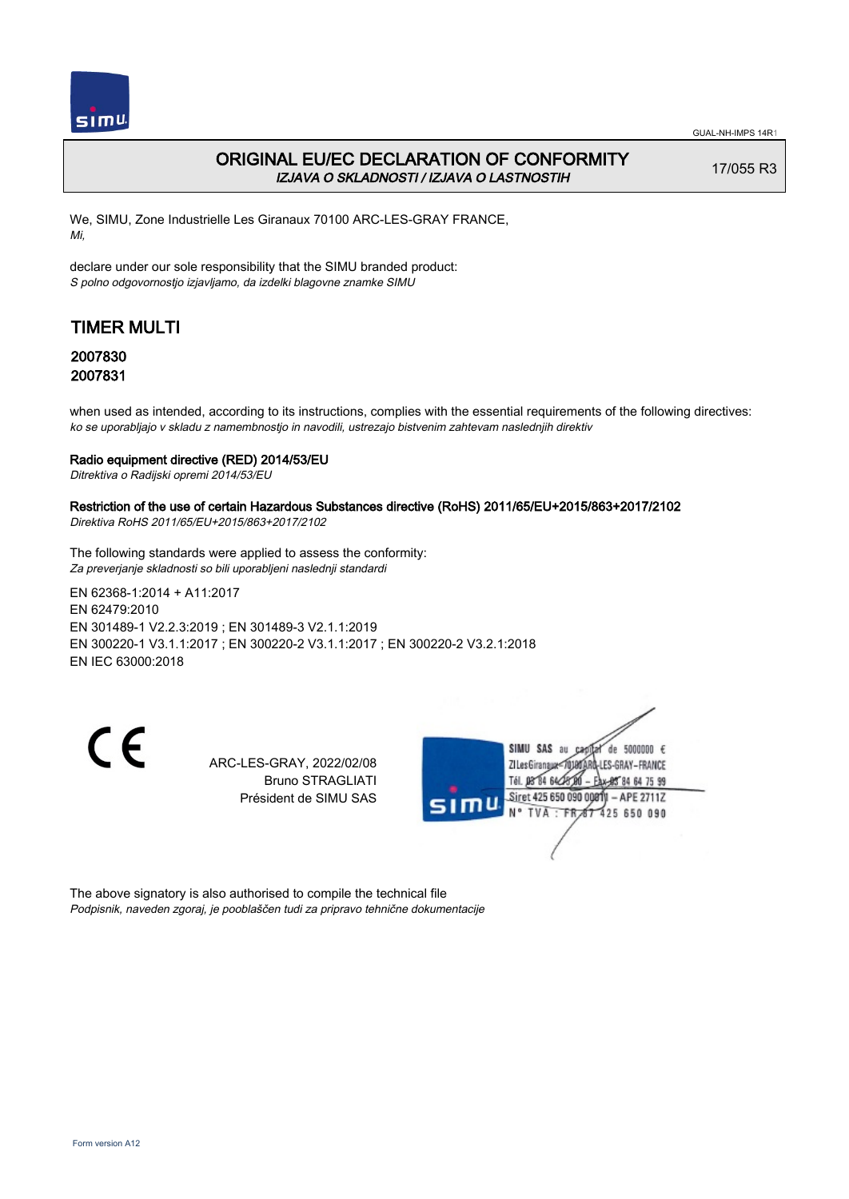GUAL-NH-IMPS 14R1

# ORIGINAL EU/EC DECLARATION OF CONFORMITY

*IZJAVA O SKLADNOSTI / IZJAVA O LASTNOSTIH*

17/055 R3

We, SIMU, Zone Industrielle Les Giranaux 70100 ARC-LES-GRAY FRANCE,
*Mi,*

declare under our sole responsibility that the SIMU branded product:
*S polno odgovornostjo izjavljamo, da izdelki blagovne znamke SIMU*

## TIMER MULTI

### 2007830
### 2007831

when used as intended, according to its instructions, complies with the essential requirements of the following directives:
*ko se uporabljajo v skladu z namembnostjo in navodili, ustrezajo bistvenim zahtevam naslednjih direktiv*

**Radio equipment directive (RED) 2014/53/EU**
*Ditrektiva o Radijski opremi 2014/53/EU*

**Restriction of the use of certain Hazardous Substances directive (RoHS) 2011/65/EU+2015/863+2017/2102**
*Direktiva RoHS 2011/65/EU+2015/863+2017/2102*

The following standards were applied to assess the conformity:
*Za preverjanje skladnosti so bili uporabljeni naslednji standardi*

EN 62368-1:2014 + A11:2017
EN 62479:2010
EN 301489-1 V2.2.3:2019 ; EN 301489-3 V2.1.1:2019
EN 300220-1 V3.1.1:2017 ; EN 300220-2 V3.1.1:2017 ; EN 300220-2 V3.2.1:2018
EN IEC 63000:2018

CE

ARC-LES-GRAY, 2022/02/08
Bruno STRAGLIATI
Président de SIMU SAS

SIMU SAS au capital de 5000000 €
ZI Les Giranaux 70100 ARC-LES-GRAY-FRANCE
Tél. 03 84 64 75 00 – Fax 03 84 64 75 99
Siret 425 650 090 00011 – APE 2711Z
N° TVA : FR 87 425 650 090

The above signatory is also authorised to compile the technical file
*Podpisnik, naveden zgoraj, je pooblaščen tudi za pripravo tehnične dokumentacije*

Form version A12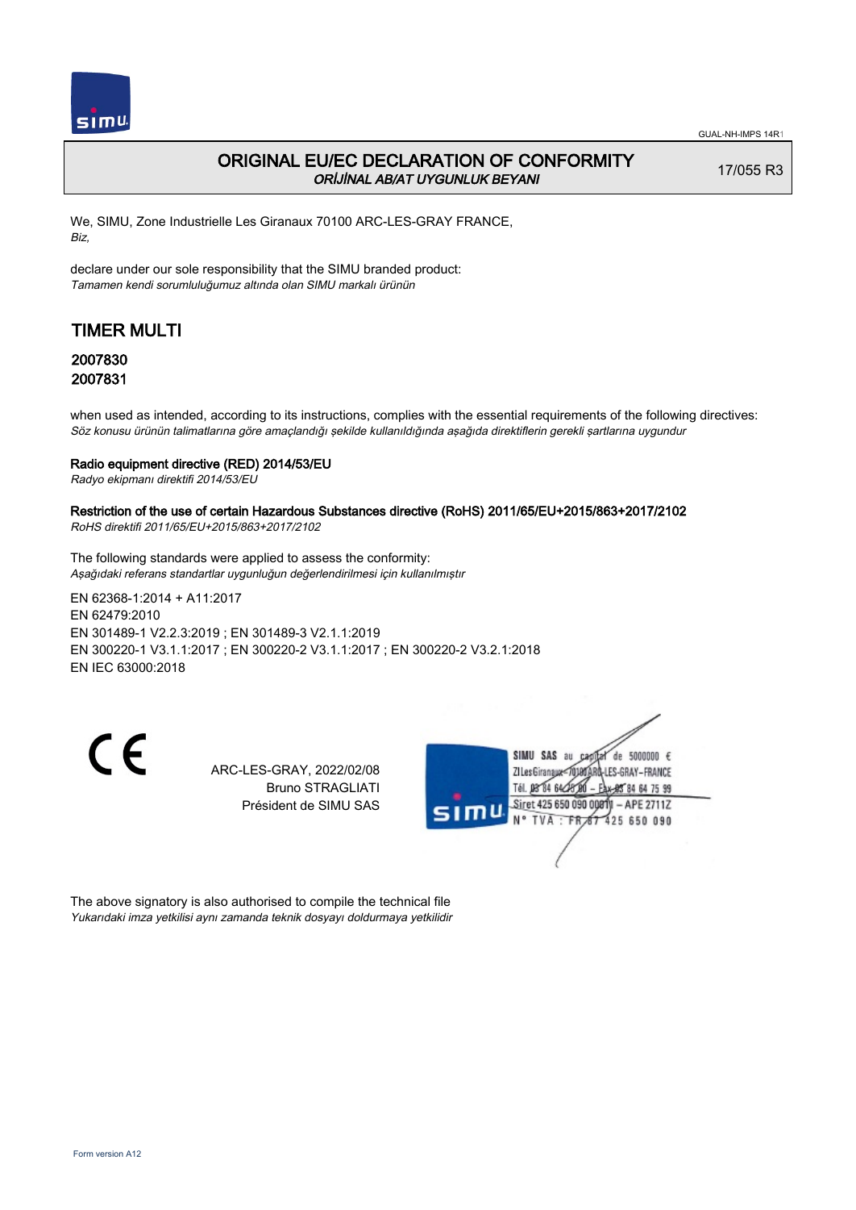# ORIGINAL EU/EC DECLARATION OF CONFORMITY

*ORİJİNAL AB/AT UYGUNLUK BEYANI*

17/055 R3

We, SIMU, Zone Industrielle Les Giranaux 70100 ARC-LES-GRAY FRANCE,
*Biz,*

declare under our sole responsibility that the SIMU branded product:
*Tamamen kendi sorumluluğumuz altında olan SIMU markalı ürünün*

## TIMER MULTI

### 2007830
### 2007831

when used as intended, according to its instructions, complies with the essential requirements of the following directives:
*Söz konusu ürünün talimatlarına göre amaçlandığı şekilde kullanıldığında aşağıda direktiflerin gerekli şartlarına uygundur*

**Radio equipment directive (RED) 2014/53/EU**
*Radyo ekipmanı direktifi 2014/53/EU*

**Restriction of the use of certain Hazardous Substances directive (RoHS) 2011/65/EU+2015/863+2017/2102**
*RoHS direktifi 2011/65/EU+2015/863+2017/2102*

The following standards were applied to assess the conformity:
*Aşağıdaki referans standartlar uygunluğun değerlendirilmesi için kullanılmıştır*

EN 62368-1:2014 + A11:2017
EN 62479:2010
EN 301489-1 V2.2.3:2019 ; EN 301489-3 V2.1.1:2019
EN 300220-1 V3.1.1:2017 ; EN 300220-2 V3.1.1:2017 ; EN 300220-2 V3.2.1:2018
EN IEC 63000:2018

CE

ARC-LES-GRAY, 2022/02/08
Bruno STRAGLIATI
Président de SIMU SAS

SIMU SAS au capital de 5000000 €
ZI Les Giranaux 70100 ARC-LES-GRAY-FRANCE
Tél. 03 84 64 75 00 – Fax 03 84 64 75 99
Siret 425 650 090 00011 – APE 2711Z
N° TVA : FR 67 425 650 090

The above signatory is also authorised to compile the technical file
*Yukarıdaki imza yetkilisi aynı zamanda teknik dosyayı doldurmaya yetkilidir*